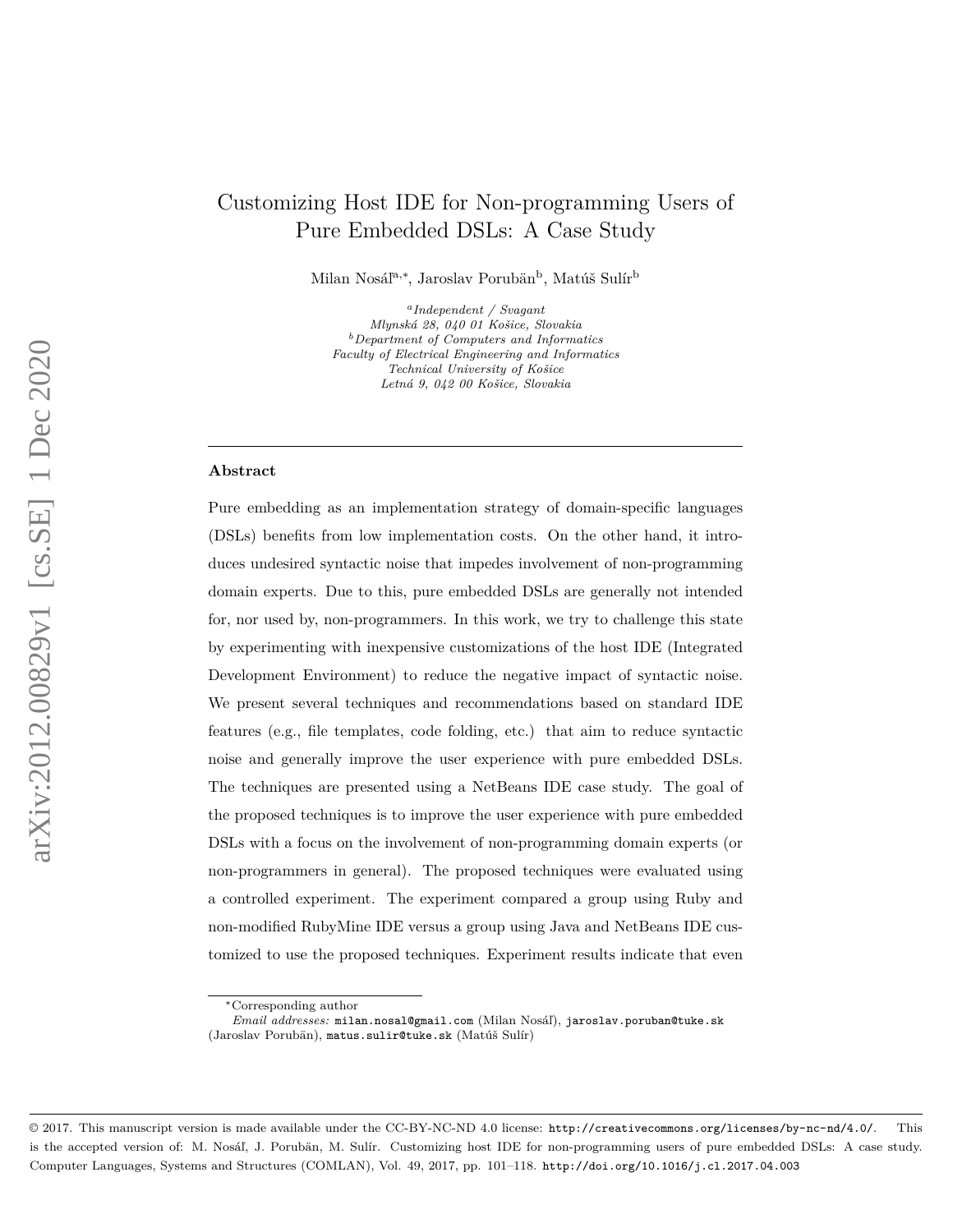# Customizing Host IDE for Non-programming Users of Pure Embedded DSLs: A Case Study

Milan Nosáľ[a,*], Jaroslav Porubän[b], Matúš Sulír[b]

[a] *Independent / Svagant*
*Mlynská 28, 040 01 Košice, Slovakia*
[b] *Department of Computers and Informatics*
*Faculty of Electrical Engineering and Informatics*
*Technical University of Košice*
*Letná 9, 042 00 Košice, Slovakia*

---

## Abstract

Pure embedding as an implementation strategy of domain-specific languages (DSLs) benefits from low implementation costs. On the other hand, it introduces undesired syntactic noise that impedes involvement of non-programming domain experts. Due to this, pure embedded DSLs are generally not intended for, nor used by, non-programmers. In this work, we try to challenge this state by experimenting with inexpensive customizations of the host IDE (Integrated Development Environment) to reduce the negative impact of syntactic noise. We present several techniques and recommendations based on standard IDE features (e.g., file templates, code folding, etc.) that aim to reduce syntactic noise and generally improve the user experience with pure embedded DSLs. The techniques are presented using a NetBeans IDE case study. The goal of the proposed techniques is to improve the user experience with pure embedded DSLs with a focus on the involvement of non-programming domain experts (or non-programmers in general). The proposed techniques were evaluated using a controlled experiment. The experiment compared a group using Ruby and non-modified RubyMine IDE versus a group using Java and NetBeans IDE customized to use the proposed techniques. Experiment results indicate that even

---

*Corresponding author

*Email addresses:* `milan.nosal@gmail.com` (Milan Nosáľ), `jaroslav.poruban@tuke.sk` (Jaroslav Porubän), `matus.sulir@tuke.sk` (Matúš Sulír)

© 2017. This manuscript version is made available under the CC-BY-NC-ND 4.0 license: `http://creativecommons.org/licenses/by-nc-nd/4.0/`. This is the accepted version of: M. Nosáľ, J. Porubän, M. Sulír. Customizing host IDE for non-programming users of pure embedded DSLs: A case study. Computer Languages, Systems and Structures (COMLAN), Vol. 49, 2017, pp. 101–118. `http://doi.org/10.1016/j.cl.2017.04.003`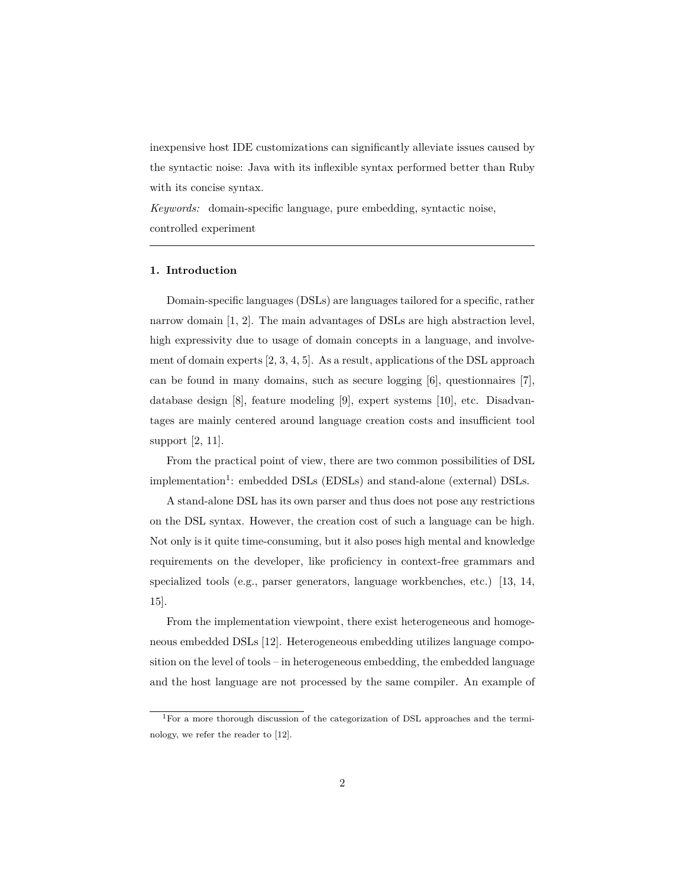inexpensive host IDE customizations can significantly alleviate issues caused by the syntactic noise: Java with its inflexible syntax performed better than Ruby with its concise syntax.

*Keywords:* domain-specific language, pure embedding, syntactic noise, controlled experiment

---

## 1. Introduction

Domain-specific languages (DSLs) are languages tailored for a specific, rather narrow domain [1, 2]. The main advantages of DSLs are high abstraction level, high expressivity due to usage of domain concepts in a language, and involvement of domain experts [2, 3, 4, 5]. As a result, applications of the DSL approach can be found in many domains, such as secure logging [6], questionnaires [7], database design [8], feature modeling [9], expert systems [10], etc. Disadvantages are mainly centered around language creation costs and insufficient tool support [2, 11].

From the practical point of view, there are two common possibilities of DSL implementation[1]: embedded DSLs (EDSLs) and stand-alone (external) DSLs.

A stand-alone DSL has its own parser and thus does not pose any restrictions on the DSL syntax. However, the creation cost of such a language can be high. Not only is it quite time-consuming, but it also poses high mental and knowledge requirements on the developer, like proficiency in context-free grammars and specialized tools (e.g., parser generators, language workbenches, etc.) [13, 14, 15].

From the implementation viewpoint, there exist heterogeneous and homogeneous embedded DSLs [12]. Heterogeneous embedding utilizes language composition on the level of tools – in heterogeneous embedding, the embedded language and the host language are not processed by the same compiler. An example of

[1] For a more thorough discussion of the categorization of DSL approaches and the terminology, we refer the reader to [12].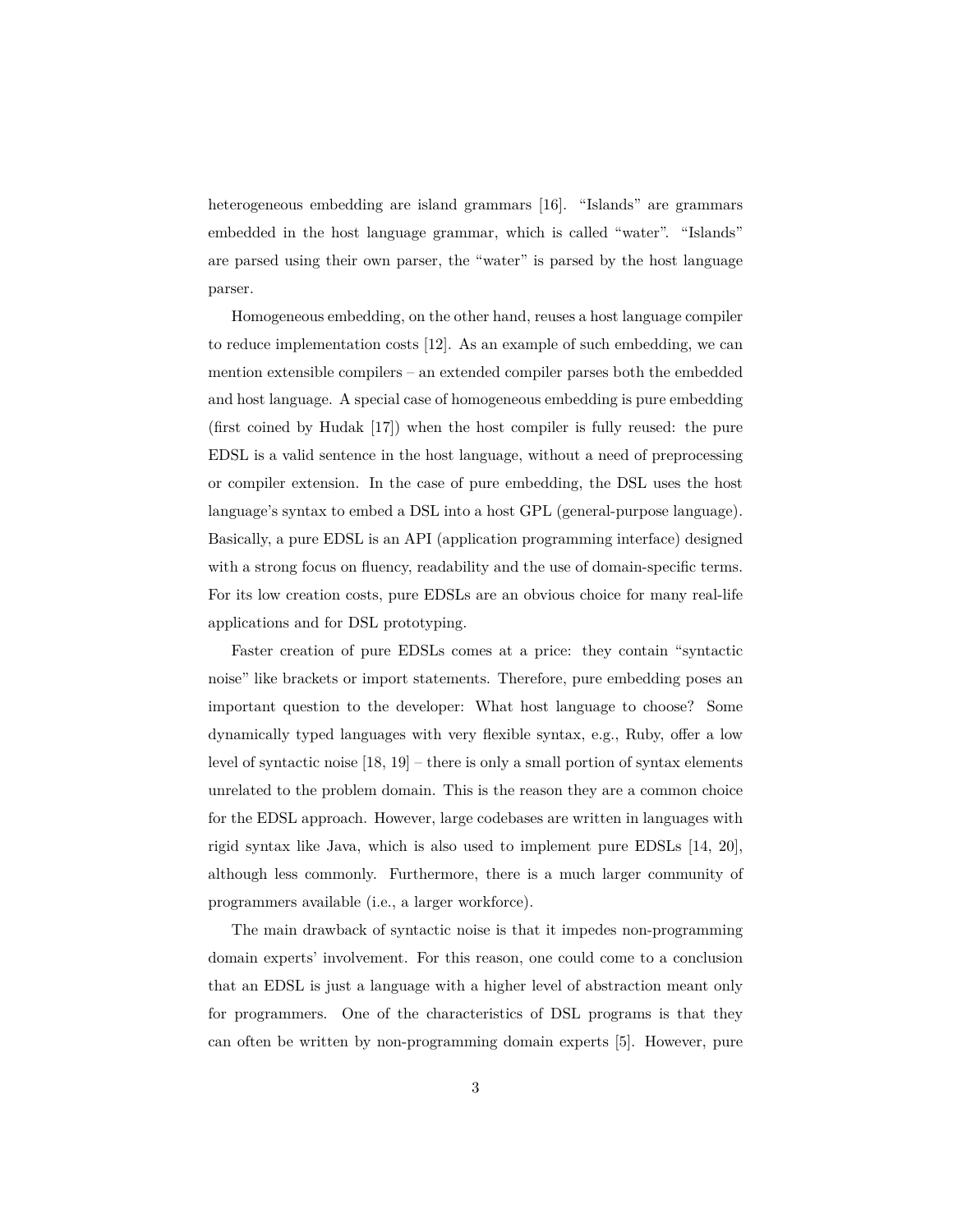heterogeneous embedding are island grammars [16]. “Islands” are grammars embedded in the host language grammar, which is called “water”. “Islands” are parsed using their own parser, the “water” is parsed by the host language parser.

Homogeneous embedding, on the other hand, reuses a host language compiler to reduce implementation costs [12]. As an example of such embedding, we can mention extensible compilers – an extended compiler parses both the embedded and host language. A special case of homogeneous embedding is pure embedding (first coined by Hudak [17]) when the host compiler is fully reused: the pure EDSL is a valid sentence in the host language, without a need of preprocessing or compiler extension. In the case of pure embedding, the DSL uses the host language’s syntax to embed a DSL into a host GPL (general-purpose language). Basically, a pure EDSL is an API (application programming interface) designed with a strong focus on fluency, readability and the use of domain-specific terms. For its low creation costs, pure EDSLs are an obvious choice for many real-life applications and for DSL prototyping.

Faster creation of pure EDSLs comes at a price: they contain “syntactic noise” like brackets or import statements. Therefore, pure embedding poses an important question to the developer: What host language to choose? Some dynamically typed languages with very flexible syntax, e.g., Ruby, offer a low level of syntactic noise [18, 19] – there is only a small portion of syntax elements unrelated to the problem domain. This is the reason they are a common choice for the EDSL approach. However, large codebases are written in languages with rigid syntax like Java, which is also used to implement pure EDSLs [14, 20], although less commonly. Furthermore, there is a much larger community of programmers available (i.e., a larger workforce).

The main drawback of syntactic noise is that it impedes non-programming domain experts’ involvement. For this reason, one could come to a conclusion that an EDSL is just a language with a higher level of abstraction meant only for programmers. One of the characteristics of DSL programs is that they can often be written by non-programming domain experts [5]. However, pure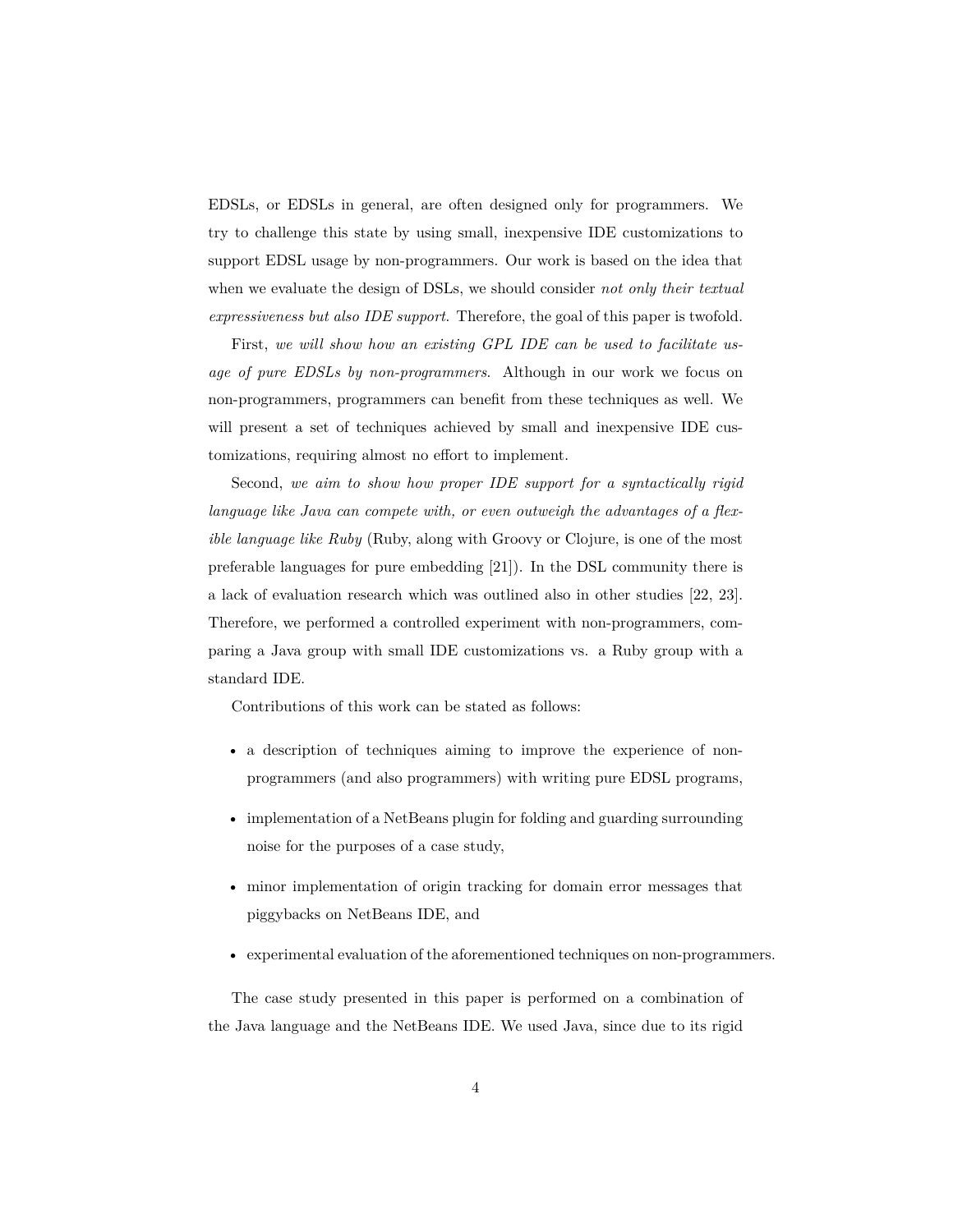EDSLs, or EDSLs in general, are often designed only for programmers. We try to challenge this state by using small, inexpensive IDE customizations to support EDSL usage by non-programmers. Our work is based on the idea that when we evaluate the design of DSLs, we should consider *not only their textual expressiveness but also IDE support*. Therefore, the goal of this paper is twofold.

First, *we will show how an existing GPL IDE can be used to facilitate usage of pure EDSLs by non-programmers*. Although in our work we focus on non-programmers, programmers can benefit from these techniques as well. We will present a set of techniques achieved by small and inexpensive IDE customizations, requiring almost no effort to implement.

Second, *we aim to show how proper IDE support for a syntactically rigid language like Java can compete with, or even outweigh the advantages of a flexible language like Ruby* (Ruby, along with Groovy or Clojure, is one of the most preferable languages for pure embedding [21]). In the DSL community there is a lack of evaluation research which was outlined also in other studies [22, 23]. Therefore, we performed a controlled experiment with non-programmers, comparing a Java group with small IDE customizations vs. a Ruby group with a standard IDE.

Contributions of this work can be stated as follows:

- a description of techniques aiming to improve the experience of non-programmers (and also programmers) with writing pure EDSL programs,
- implementation of a NetBeans plugin for folding and guarding surrounding noise for the purposes of a case study,
- minor implementation of origin tracking for domain error messages that piggybacks on NetBeans IDE, and
- experimental evaluation of the aforementioned techniques on non-programmers.

The case study presented in this paper is performed on a combination of the Java language and the NetBeans IDE. We used Java, since due to its rigid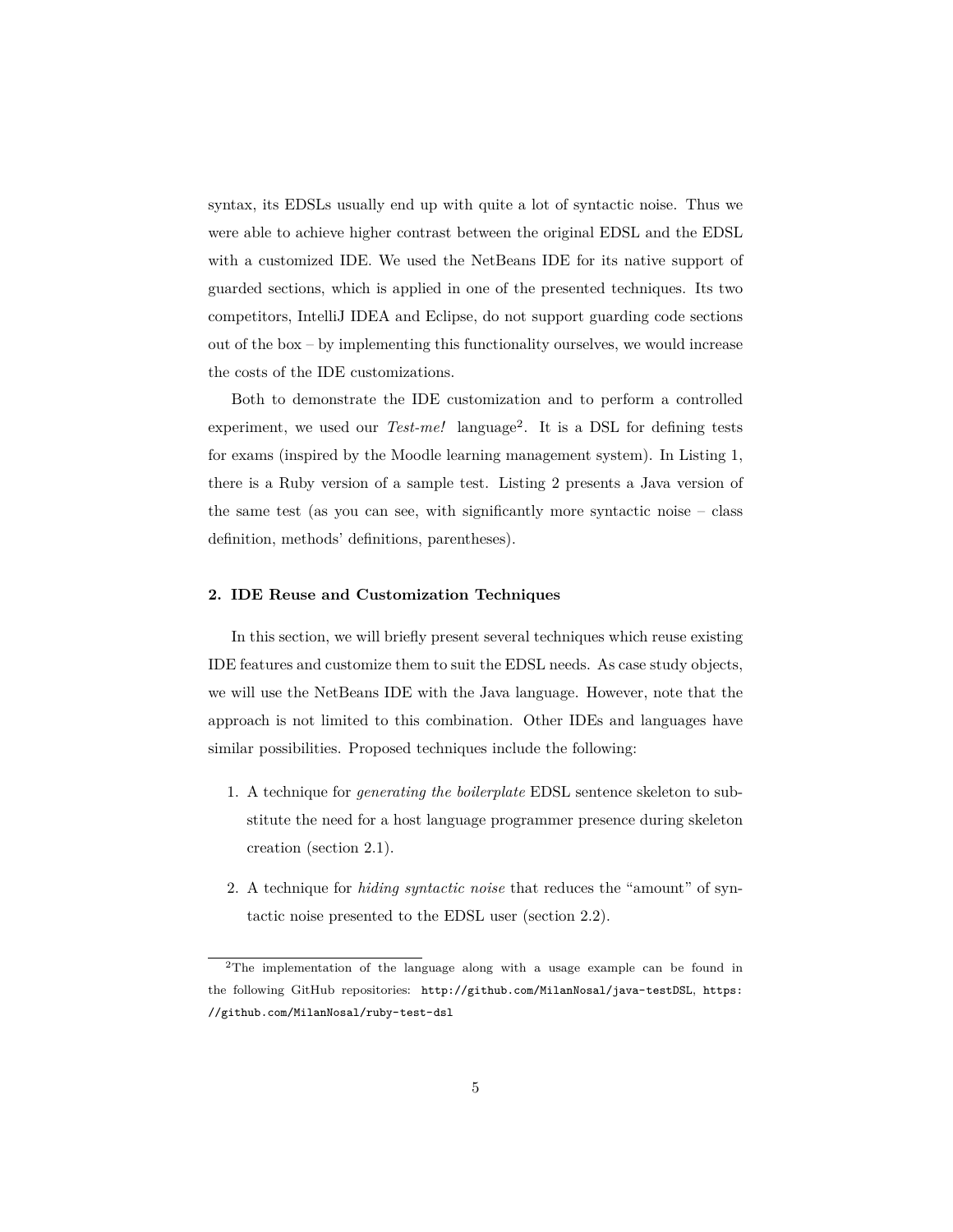syntax, its EDSLs usually end up with quite a lot of syntactic noise. Thus we were able to achieve higher contrast between the original EDSL and the EDSL with a customized IDE. We used the NetBeans IDE for its native support of guarded sections, which is applied in one of the presented techniques. Its two competitors, IntelliJ IDEA and Eclipse, do not support guarding code sections out of the box – by implementing this functionality ourselves, we would increase the costs of the IDE customizations.

Both to demonstrate the IDE customization and to perform a controlled experiment, we used our *Test-me!* language[2]. It is a DSL for defining tests for exams (inspired by the Moodle learning management system). In Listing 1, there is a Ruby version of a sample test. Listing 2 presents a Java version of the same test (as you can see, with significantly more syntactic noise – class definition, methods' definitions, parentheses).

## 2. IDE Reuse and Customization Techniques

In this section, we will briefly present several techniques which reuse existing IDE features and customize them to suit the EDSL needs. As case study objects, we will use the NetBeans IDE with the Java language. However, note that the approach is not limited to this combination. Other IDEs and languages have similar possibilities. Proposed techniques include the following:

1. A technique for *generating the boilerplate* EDSL sentence skeleton to substitute the need for a host language programmer presence during skeleton creation (section 2.1).

2. A technique for *hiding syntactic noise* that reduces the "amount" of syntactic noise presented to the EDSL user (section 2.2).

[2] The implementation of the language along with a usage example can be found in the following GitHub repositories: `http://github.com/MilanNosal/java-testDSL`, `https://github.com/MilanNosal/ruby-test-dsl`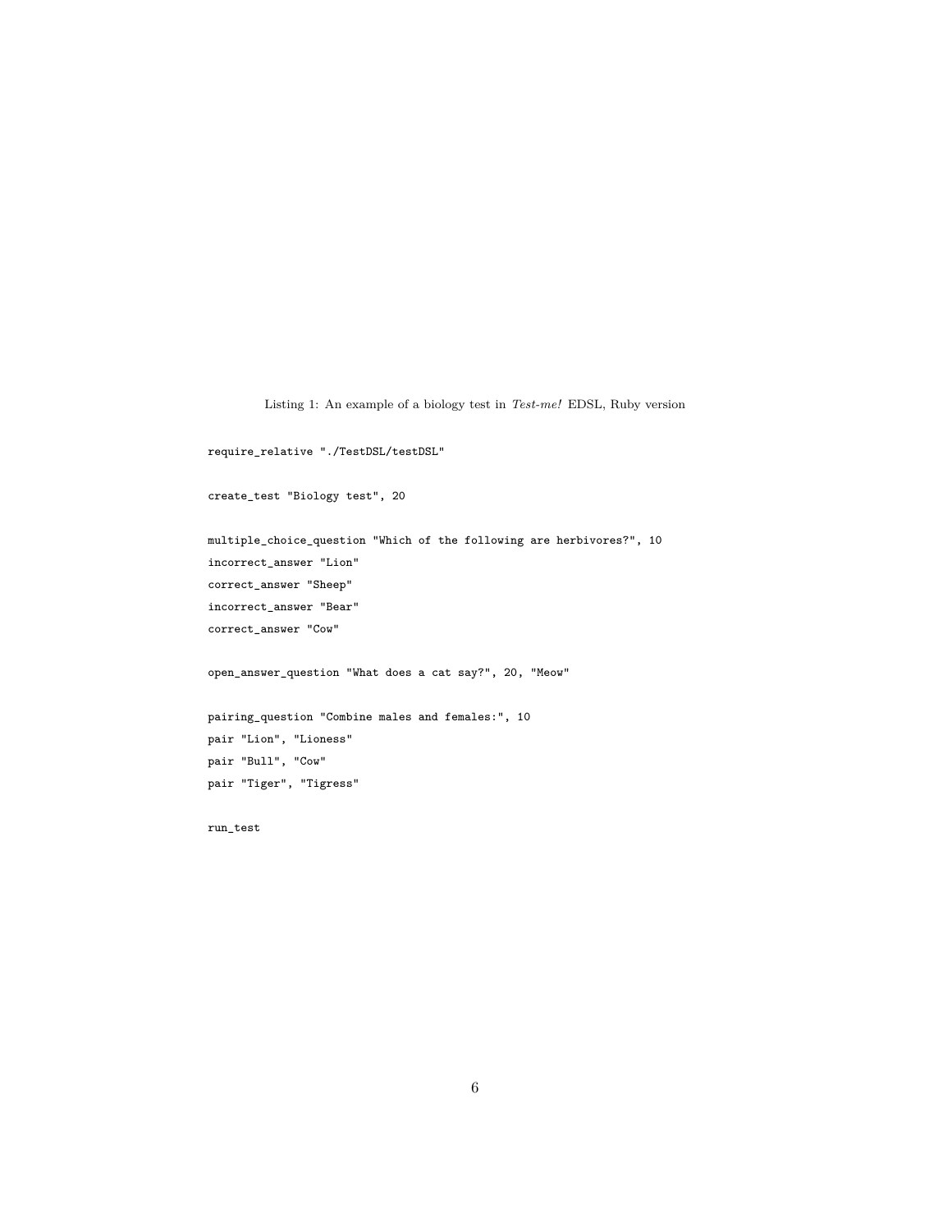Listing 1: An example of a biology test in *Test-me!* EDSL, Ruby version

```
require_relative "./TestDSL/testDSL"

create_test "Biology test", 20

multiple_choice_question "Which of the following are herbivores?", 10
incorrect_answer "Lion"
correct_answer "Sheep"
incorrect_answer "Bear"
correct_answer "Cow"

open_answer_question "What does a cat say?", 20, "Meow"

pairing_question "Combine males and females:", 10
pair "Lion", "Lioness"
pair "Bull", "Cow"
pair "Tiger", "Tigress"

run_test
```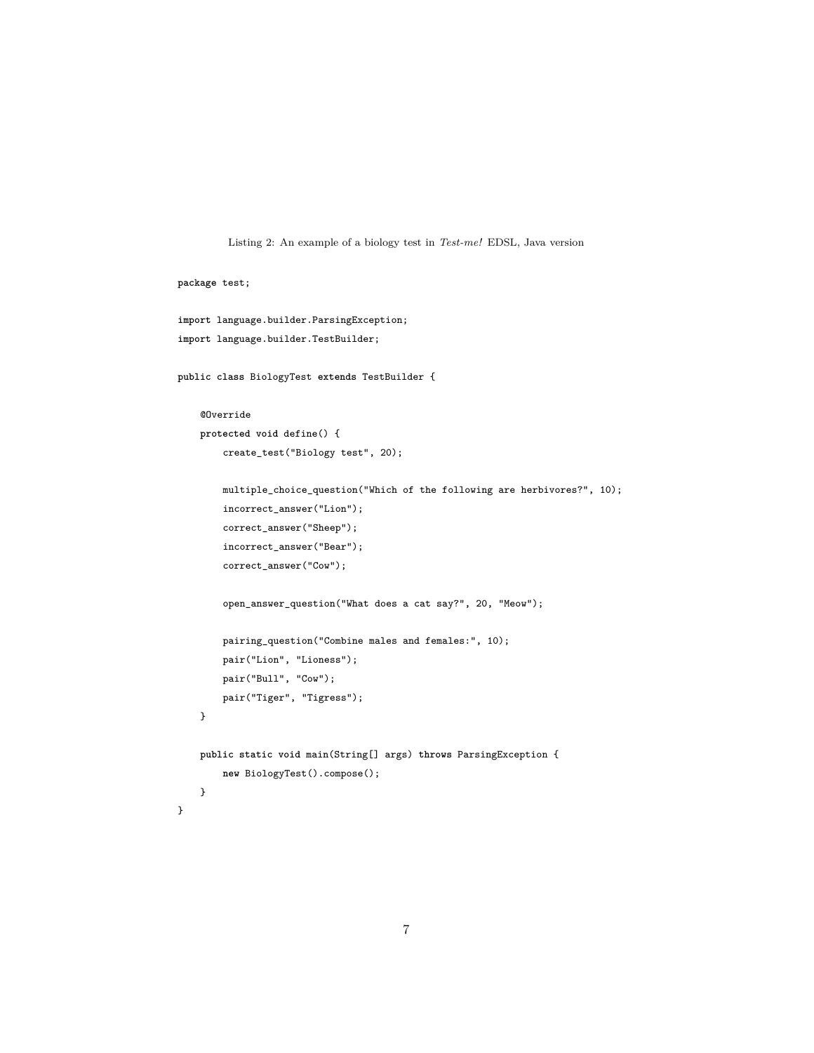Listing 2: An example of a biology test in *Test-me!* EDSL, Java version

```java
package test;

import language.builder.ParsingException;
import language.builder.TestBuilder;

public class BiologyTest extends TestBuilder {

    @Override
    protected void define() {
        create_test("Biology test", 20);

        multiple_choice_question("Which of the following are herbivores?", 10);
        incorrect_answer("Lion");
        correct_answer("Sheep");
        incorrect_answer("Bear");
        correct_answer("Cow");

        open_answer_question("What does a cat say?", 20, "Meow");

        pairing_question("Combine males and females:", 10);
        pair("Lion", "Lioness");
        pair("Bull", "Cow");
        pair("Tiger", "Tigress");
    }

    public static void main(String[] args) throws ParsingException {
        new BiologyTest().compose();
    }
}
```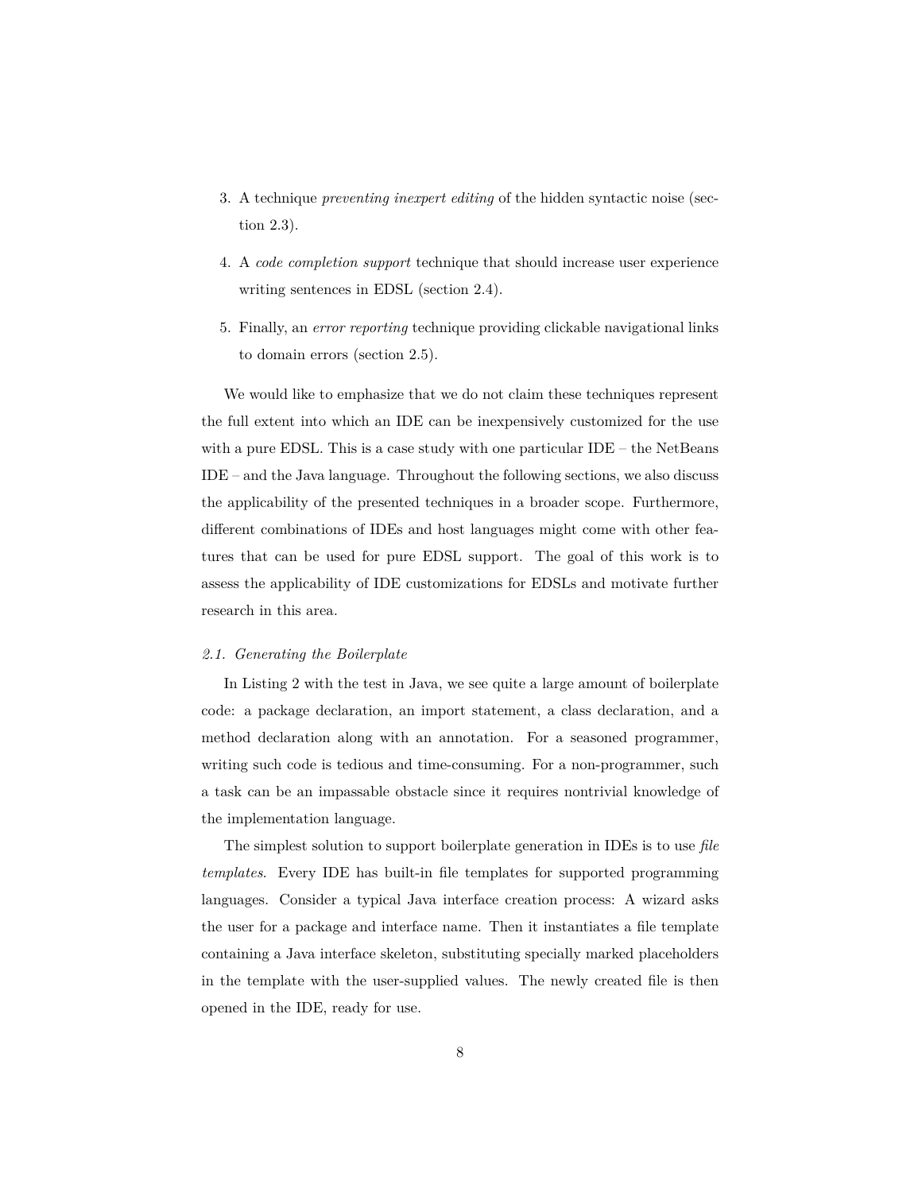3. A technique *preventing inexpert editing* of the hidden syntactic noise (section 2.3).
4. A *code completion support* technique that should increase user experience writing sentences in EDSL (section 2.4).
5. Finally, an *error reporting* technique providing clickable navigational links to domain errors (section 2.5).

We would like to emphasize that we do not claim these techniques represent the full extent into which an IDE can be inexpensively customized for the use with a pure EDSL. This is a case study with one particular IDE – the NetBeans IDE – and the Java language. Throughout the following sections, we also discuss the applicability of the presented techniques in a broader scope. Furthermore, different combinations of IDEs and host languages might come with other features that can be used for pure EDSL support. The goal of this work is to assess the applicability of IDE customizations for EDSLs and motivate further research in this area.

### *2.1. Generating the Boilerplate*

In Listing 2 with the test in Java, we see quite a large amount of boilerplate code: a package declaration, an import statement, a class declaration, and a method declaration along with an annotation. For a seasoned programmer, writing such code is tedious and time-consuming. For a non-programmer, such a task can be an impassable obstacle since it requires nontrivial knowledge of the implementation language.

The simplest solution to support boilerplate generation in IDEs is to use *file templates*. Every IDE has built-in file templates for supported programming languages. Consider a typical Java interface creation process: A wizard asks the user for a package and interface name. Then it instantiates a file template containing a Java interface skeleton, substituting specially marked placeholders in the template with the user-supplied values. The newly created file is then opened in the IDE, ready for use.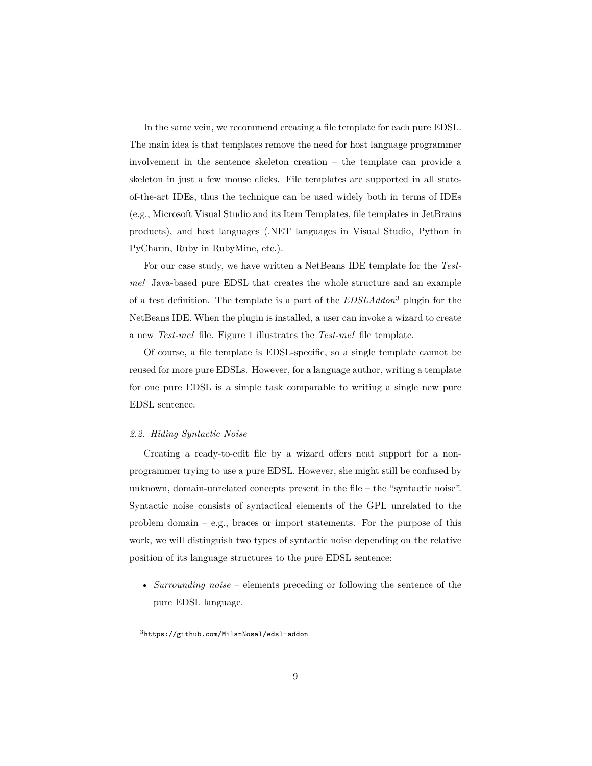In the same vein, we recommend creating a file template for each pure EDSL. The main idea is that templates remove the need for host language programmer involvement in the sentence skeleton creation – the template can provide a skeleton in just a few mouse clicks. File templates are supported in all state-of-the-art IDEs, thus the technique can be used widely both in terms of IDEs (e.g., Microsoft Visual Studio and its Item Templates, file templates in JetBrains products), and host languages (.NET languages in Visual Studio, Python in PyCharm, Ruby in RubyMine, etc.).

For our case study, we have written a NetBeans IDE template for the *Test-me!* Java-based pure EDSL that creates the whole structure and an example of a test definition. The template is a part of the *EDSLAddon*[3] plugin for the NetBeans IDE. When the plugin is installed, a user can invoke a wizard to create a new *Test-me!* file. Figure 1 illustrates the *Test-me!* file template.

Of course, a file template is EDSL-specific, so a single template cannot be reused for more pure EDSLs. However, for a language author, writing a template for one pure EDSL is a simple task comparable to writing a single new pure EDSL sentence.

### *2.2. Hiding Syntactic Noise*

Creating a ready-to-edit file by a wizard offers neat support for a non-programmer trying to use a pure EDSL. However, she might still be confused by unknown, domain-unrelated concepts present in the file – the "syntactic noise". Syntactic noise consists of syntactical elements of the GPL unrelated to the problem domain – e.g., braces or import statements. For the purpose of this work, we will distinguish two types of syntactic noise depending on the relative position of its language structures to the pure EDSL sentence:

- *Surrounding noise* – elements preceding or following the sentence of the pure EDSL language.

[3] `https://github.com/MilanNosal/edsl-addon`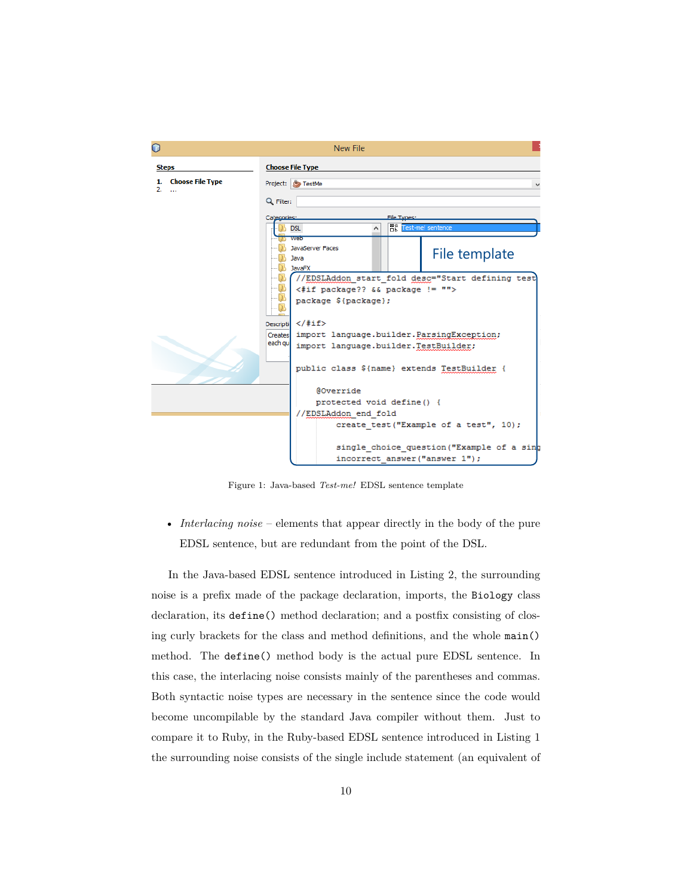Figure 1: Java-based *Test-me!* EDSL sentence template

- *Interlacing noise* – elements that appear directly in the body of the pure EDSL sentence, but are redundant from the point of the DSL.

In the Java-based EDSL sentence introduced in Listing 2, the surrounding noise is a prefix made of the package declaration, imports, the `Biology` class declaration, its `define()` method declaration; and a postfix consisting of closing curly brackets for the class and method definitions, and the whole `main()` method. The `define()` method body is the actual pure EDSL sentence. In this case, the interlacing noise consists mainly of the parentheses and commas. Both syntactic noise types are necessary in the sentence since the code would become uncompilable by the standard Java compiler without them. Just to compare it to Ruby, in the Ruby-based EDSL sentence introduced in Listing 1 the surrounding noise consists of the single include statement (an equivalent of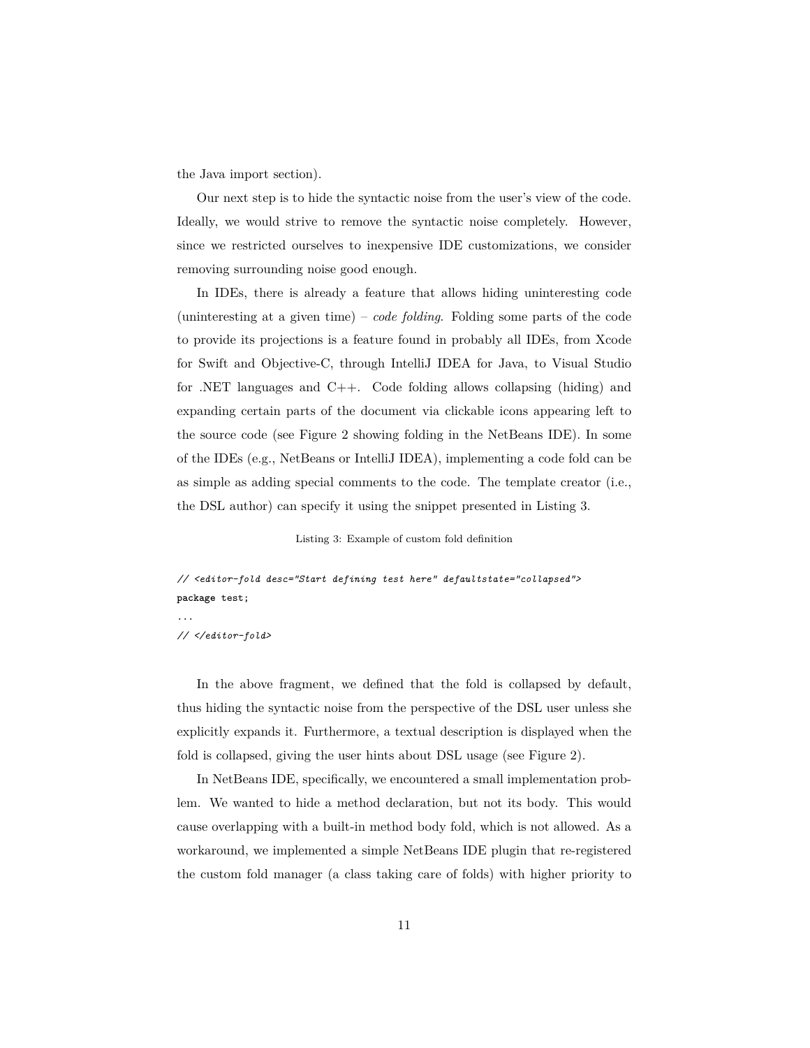the Java import section).

Our next step is to hide the syntactic noise from the user's view of the code. Ideally, we would strive to remove the syntactic noise completely. However, since we restricted ourselves to inexpensive IDE customizations, we consider removing surrounding noise good enough.

In IDEs, there is already a feature that allows hiding uninteresting code (uninteresting at a given time) – *code folding*. Folding some parts of the code to provide its projections is a feature found in probably all IDEs, from Xcode for Swift and Objective-C, through IntelliJ IDEA for Java, to Visual Studio for .NET languages and C++. Code folding allows collapsing (hiding) and expanding certain parts of the document via clickable icons appearing left to the source code (see Figure 2 showing folding in the NetBeans IDE). In some of the IDEs (e.g., NetBeans or IntelliJ IDEA), implementing a code fold can be as simple as adding special comments to the code. The template creator (i.e., the DSL author) can specify it using the snippet presented in Listing 3.

Listing 3: Example of custom fold definition

```
// <editor-fold desc="Start defining test here" defaultstate="collapsed">
package test;
...
// </editor-fold>
```

In the above fragment, we defined that the fold is collapsed by default, thus hiding the syntactic noise from the perspective of the DSL user unless she explicitly expands it. Furthermore, a textual description is displayed when the fold is collapsed, giving the user hints about DSL usage (see Figure 2).

In NetBeans IDE, specifically, we encountered a small implementation problem. We wanted to hide a method declaration, but not its body. This would cause overlapping with a built-in method body fold, which is not allowed. As a workaround, we implemented a simple NetBeans IDE plugin that re-registered the custom fold manager (a class taking care of folds) with higher priority to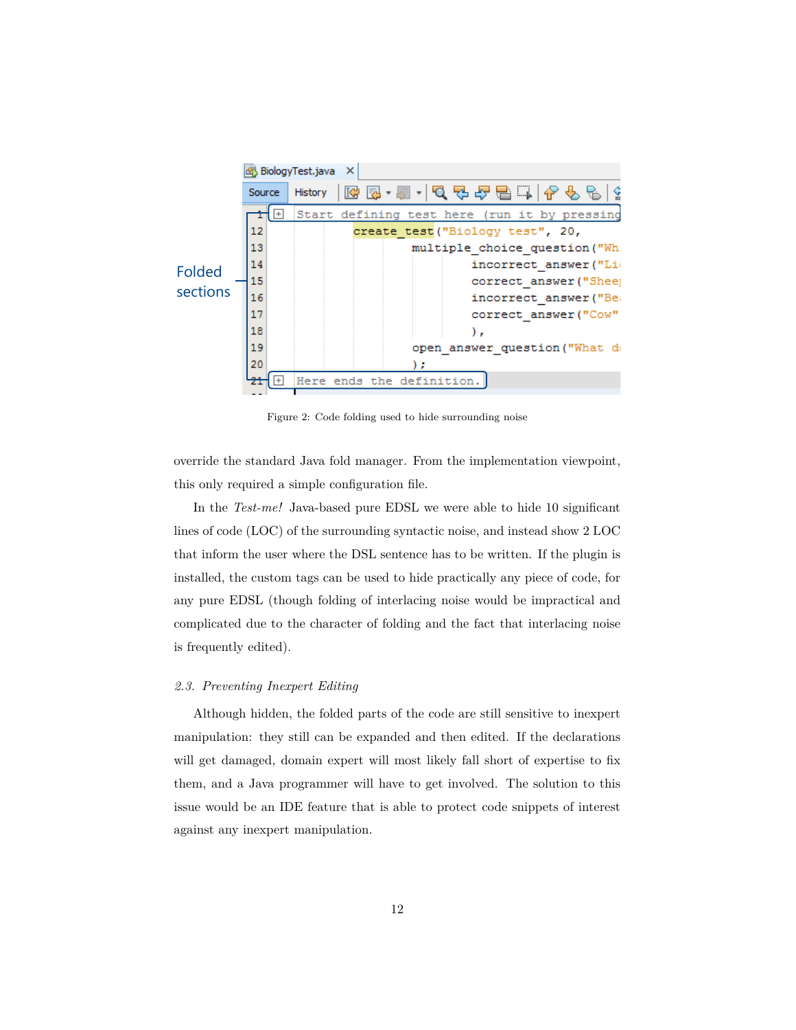Figure 2: Code folding used to hide surrounding noise

override the standard Java fold manager. From the implementation viewpoint, this only required a simple configuration file.

In the *Test-me!* Java-based pure EDSL we were able to hide 10 significant lines of code (LOC) of the surrounding syntactic noise, and instead show 2 LOC that inform the user where the DSL sentence has to be written. If the plugin is installed, the custom tags can be used to hide practically any piece of code, for any pure EDSL (though folding of interlacing noise would be impractical and complicated due to the character of folding and the fact that interlacing noise is frequently edited).

### *2.3. Preventing Inexpert Editing*

Although hidden, the folded parts of the code are still sensitive to inexpert manipulation: they still can be expanded and then edited. If the declarations will get damaged, domain expert will most likely fall short of expertise to fix them, and a Java programmer will have to get involved. The solution to this issue would be an IDE feature that is able to protect code snippets of interest against any inexpert manipulation.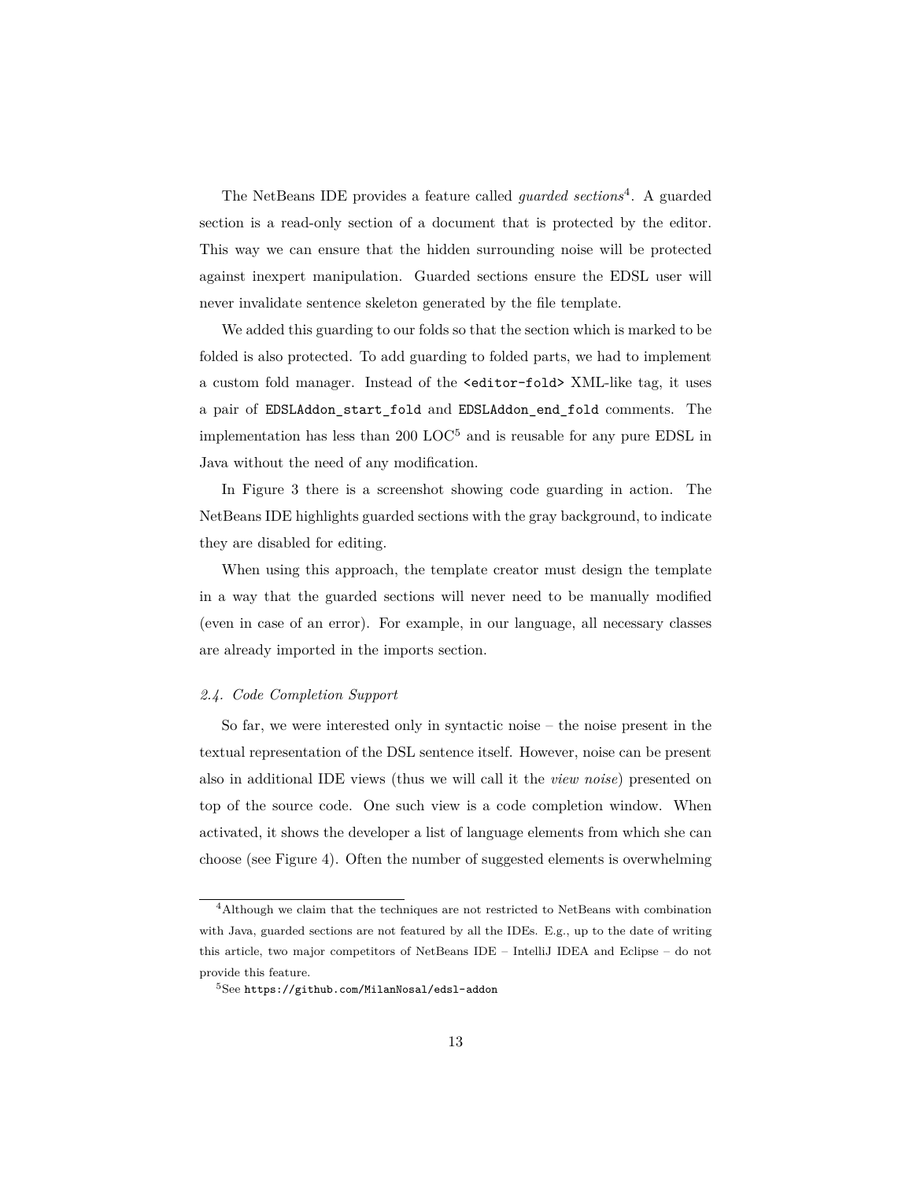The NetBeans IDE provides a feature called *guarded sections*[4]. A guarded section is a read-only section of a document that is protected by the editor. This way we can ensure that the hidden surrounding noise will be protected against inexpert manipulation. Guarded sections ensure the EDSL user will never invalidate sentence skeleton generated by the file template.

We added this guarding to our folds so that the section which is marked to be folded is also protected. To add guarding to folded parts, we had to implement a custom fold manager. Instead of the `<editor-fold>` XML-like tag, it uses a pair of `EDSLAddon_start_fold` and `EDSLAddon_end_fold` comments. The implementation has less than 200 LOC[5] and is reusable for any pure EDSL in Java without the need of any modification.

In Figure 3 there is a screenshot showing code guarding in action. The NetBeans IDE highlights guarded sections with the gray background, to indicate they are disabled for editing.

When using this approach, the template creator must design the template in a way that the guarded sections will never need to be manually modified (even in case of an error). For example, in our language, all necessary classes are already imported in the imports section.

### *2.4. Code Completion Support*

So far, we were interested only in syntactic noise – the noise present in the textual representation of the DSL sentence itself. However, noise can be present also in additional IDE views (thus we will call it the *view noise*) presented on top of the source code. One such view is a code completion window. When activated, it shows the developer a list of language elements from which she can choose (see Figure 4). Often the number of suggested elements is overwhelming

---

[4] Although we claim that the techniques are not restricted to NetBeans with combination with Java, guarded sections are not featured by all the IDEs. E.g., up to the date of writing this article, two major competitors of NetBeans IDE – IntelliJ IDEA and Eclipse – do not provide this feature.

[5] See `https://github.com/MilanNosal/edsl-addon`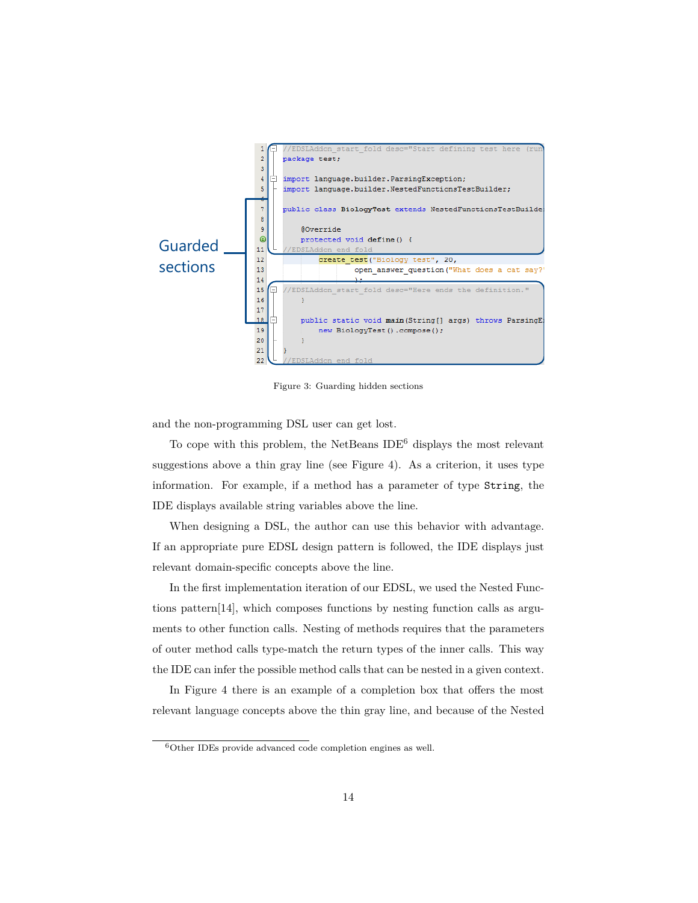```
1  //EDSLAddon_start_fold desc="Start defining test here (run
2  package test;
3
4  import language.builder.ParsingException;
5  import language.builder.NestedFunctionsTestBuilder;
6
7  public class BiologyTest extends NestedFunctionsTestBuilde
8
9      @Override
10     protected void define() {
11 //EDSLAddon_end_fold
12         create_test("Biology test", 20,
13                 open_answer_question("What does a cat say?"
14                 );
15 //EDSLAddon_start_fold desc="Here ends the definition."
16     }
17
18     public static void main(String[] args) throws ParsingE
19         new BiologyTest().compose();
20     }
21 }
22 //EDSLAddon_end_fold
```

Guarded sections

Figure 3: Guarding hidden sections

and the non-programming DSL user can get lost.

To cope with this problem, the NetBeans IDE[6] displays the most relevant suggestions above a thin gray line (see Figure 4). As a criterion, it uses type information. For example, if a method has a parameter of type `String`, the IDE displays available string variables above the line.

When designing a DSL, the author can use this behavior with advantage. If an appropriate pure EDSL design pattern is followed, the IDE displays just relevant domain-specific concepts above the line.

In the first implementation iteration of our EDSL, we used the Nested Functions pattern[14], which composes functions by nesting function calls as arguments to other function calls. Nesting of methods requires that the parameters of outer method calls type-match the return types of the inner calls. This way the IDE can infer the possible method calls that can be nested in a given context.

In Figure 4 there is an example of a completion box that offers the most relevant language concepts above the thin gray line, and because of the Nested

[6] Other IDEs provide advanced code completion engines as well.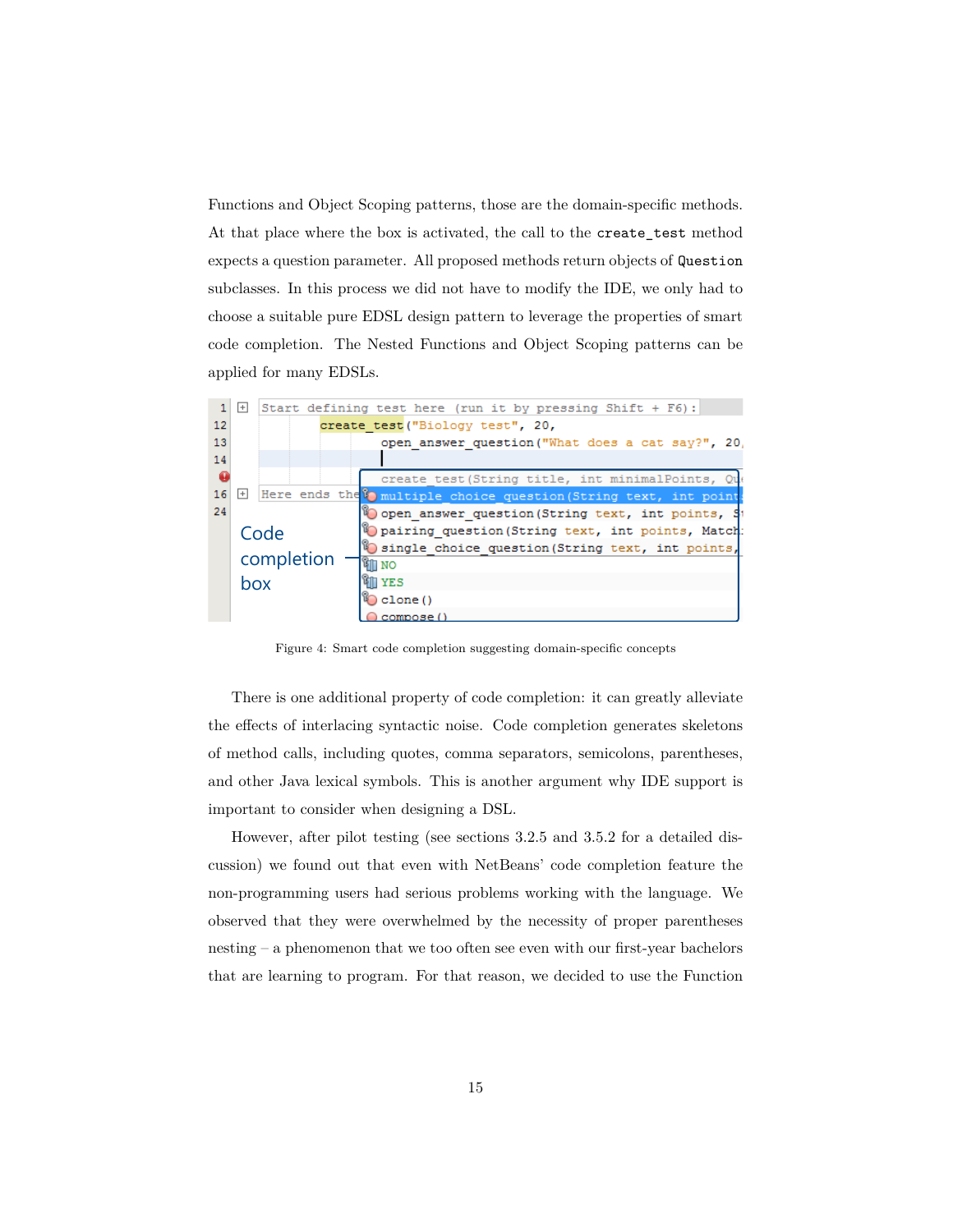Functions and Object Scoping patterns, those are the domain-specific methods. At that place where the box is activated, the call to the `create_test` method expects a question parameter. All proposed methods return objects of `Question` subclasses. In this process we did not have to modify the IDE, we only had to choose a suitable pure EDSL design pattern to leverage the properties of smart code completion. The Nested Functions and Object Scoping patterns can be applied for many EDSLs.

Figure 4: Smart code completion suggesting domain-specific concepts

There is one additional property of code completion: it can greatly alleviate the effects of interlacing syntactic noise. Code completion generates skeletons of method calls, including quotes, comma separators, semicolons, parentheses, and other Java lexical symbols. This is another argument why IDE support is important to consider when designing a DSL.

However, after pilot testing (see sections 3.2.5 and 3.5.2 for a detailed discussion) we found out that even with NetBeans' code completion feature the non-programming users had serious problems working with the language. We observed that they were overwhelmed by the necessity of proper parentheses nesting – a phenomenon that we too often see even with our first-year bachelors that are learning to program. For that reason, we decided to use the Function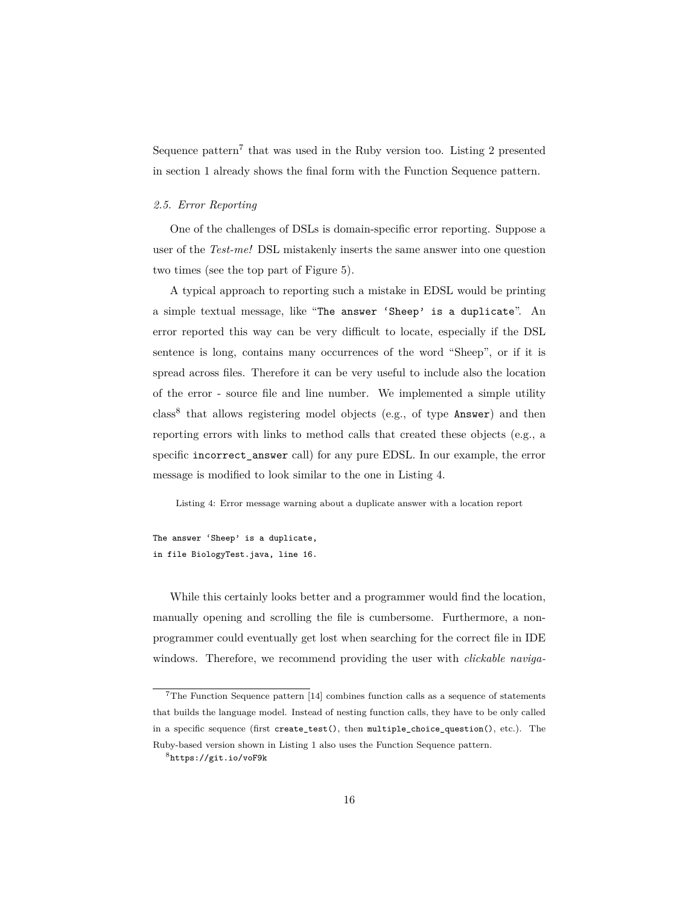Sequence pattern[7] that was used in the Ruby version too. Listing 2 presented in section 1 already shows the final form with the Function Sequence pattern.

### *2.5. Error Reporting*

One of the challenges of DSLs is domain-specific error reporting. Suppose a user of the *Test-me!* DSL mistakenly inserts the same answer into one question two times (see the top part of Figure 5).

A typical approach to reporting such a mistake in EDSL would be printing a simple textual message, like "`The answer 'Sheep' is a duplicate`". An error reported this way can be very difficult to locate, especially if the DSL sentence is long, contains many occurrences of the word "Sheep", or if it is spread across files. Therefore it can be very useful to include also the location of the error - source file and line number. We implemented a simple utility class[8] that allows registering model objects (e.g., of type `Answer`) and then reporting errors with links to method calls that created these objects (e.g., a specific `incorrect_answer` call) for any pure EDSL. In our example, the error message is modified to look similar to the one in Listing 4.

Listing 4: Error message warning about a duplicate answer with a location report

```
The answer 'Sheep' is a duplicate,
in file BiologyTest.java, line 16.
```

While this certainly looks better and a programmer would find the location, manually opening and scrolling the file is cumbersome. Furthermore, a non-programmer could eventually get lost when searching for the correct file in IDE windows. Therefore, we recommend providing the user with *clickable naviga-*

[7] The Function Sequence pattern [14] combines function calls as a sequence of statements that builds the language model. Instead of nesting function calls, they have to be only called in a specific sequence (first `create_test()`, then `multiple_choice_question()`, etc.). The Ruby-based version shown in Listing 1 also uses the Function Sequence pattern.

[8] `https://git.io/voF9k`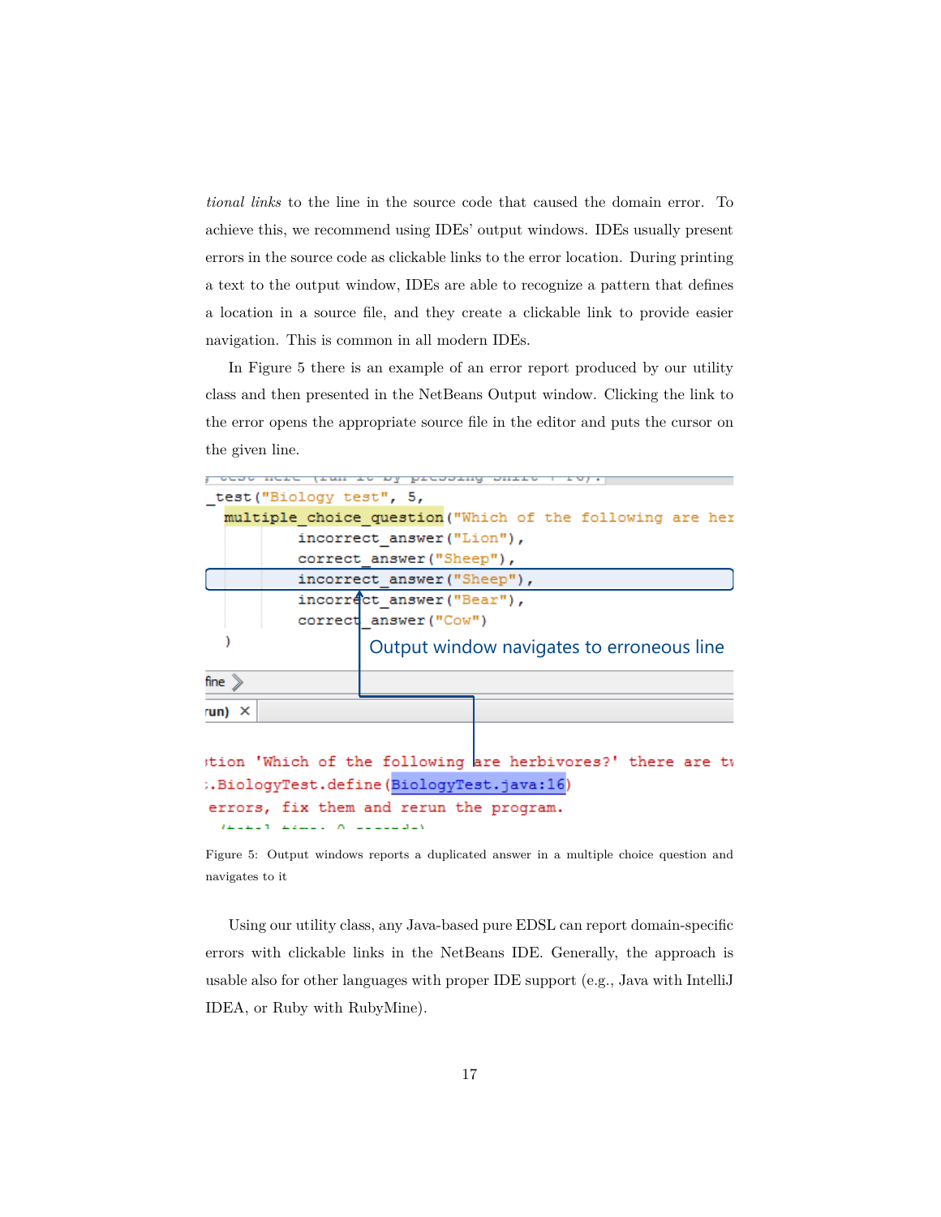*tional links* to the line in the source code that caused the domain error. To achieve this, we recommend using IDEs' output windows. IDEs usually present errors in the source code as clickable links to the error location. During printing a text to the output window, IDEs are able to recognize a pattern that defines a location in a source file, and they create a clickable link to provide easier navigation. This is common in all modern IDEs.

In Figure 5 there is an example of an error report produced by our utility class and then presented in the NetBeans Output window. Clicking the link to the error opens the appropriate source file in the editor and puts the cursor on the given line.

```
_test("Biology test", 5,
  multiple_choice_question("Which of the following are her
        incorrect_answer("Lion"),
        correct_answer("Sheep"),
        incorrect_answer("Sheep"),
        incorrect_answer("Bear"),
        correct_answer("Cow")
  )
```

Output window navigates to erroneous line

```
stion 'Which of the following are herbivores?' there are tw
:.BiologyTest.define(BiologyTest.java:16)
 errors, fix them and rerun the program.
```

Figure 5: Output windows reports a duplicated answer in a multiple choice question and navigates to it

Using our utility class, any Java-based pure EDSL can report domain-specific errors with clickable links in the NetBeans IDE. Generally, the approach is usable also for other languages with proper IDE support (e.g., Java with IntelliJ IDEA, or Ruby with RubyMine).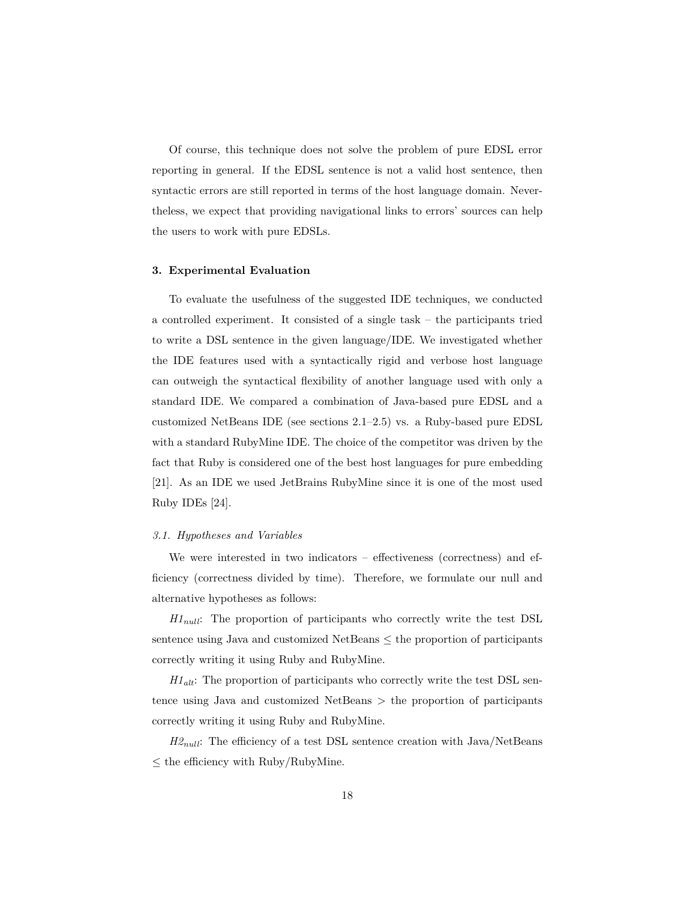Of course, this technique does not solve the problem of pure EDSL error reporting in general. If the EDSL sentence is not a valid host sentence, then syntactic errors are still reported in terms of the host language domain. Nevertheless, we expect that providing navigational links to errors' sources can help the users to work with pure EDSLs.

## 3. Experimental Evaluation

To evaluate the usefulness of the suggested IDE techniques, we conducted a controlled experiment. It consisted of a single task – the participants tried to write a DSL sentence in the given language/IDE. We investigated whether the IDE features used with a syntactically rigid and verbose host language can outweigh the syntactical flexibility of another language used with only a standard IDE. We compared a combination of Java-based pure EDSL and a customized NetBeans IDE (see sections 2.1–2.5) vs. a Ruby-based pure EDSL with a standard RubyMine IDE. The choice of the competitor was driven by the fact that Ruby is considered one of the best host languages for pure embedding [21]. As an IDE we used JetBrains RubyMine since it is one of the most used Ruby IDEs [24].

### *3.1. Hypotheses and Variables*

We were interested in two indicators – effectiveness (correctness) and efficiency (correctness divided by time). Therefore, we formulate our null and alternative hypotheses as follows:

$H1_{null}$: The proportion of participants who correctly write the test DSL sentence using Java and customized NetBeans $\leq$ the proportion of participants correctly writing it using Ruby and RubyMine.

$H1_{alt}$: The proportion of participants who correctly write the test DSL sentence using Java and customized NetBeans $>$ the proportion of participants correctly writing it using Ruby and RubyMine.

$H2_{null}$: The efficiency of a test DSL sentence creation with Java/NetBeans $\leq$ the efficiency with Ruby/RubyMine.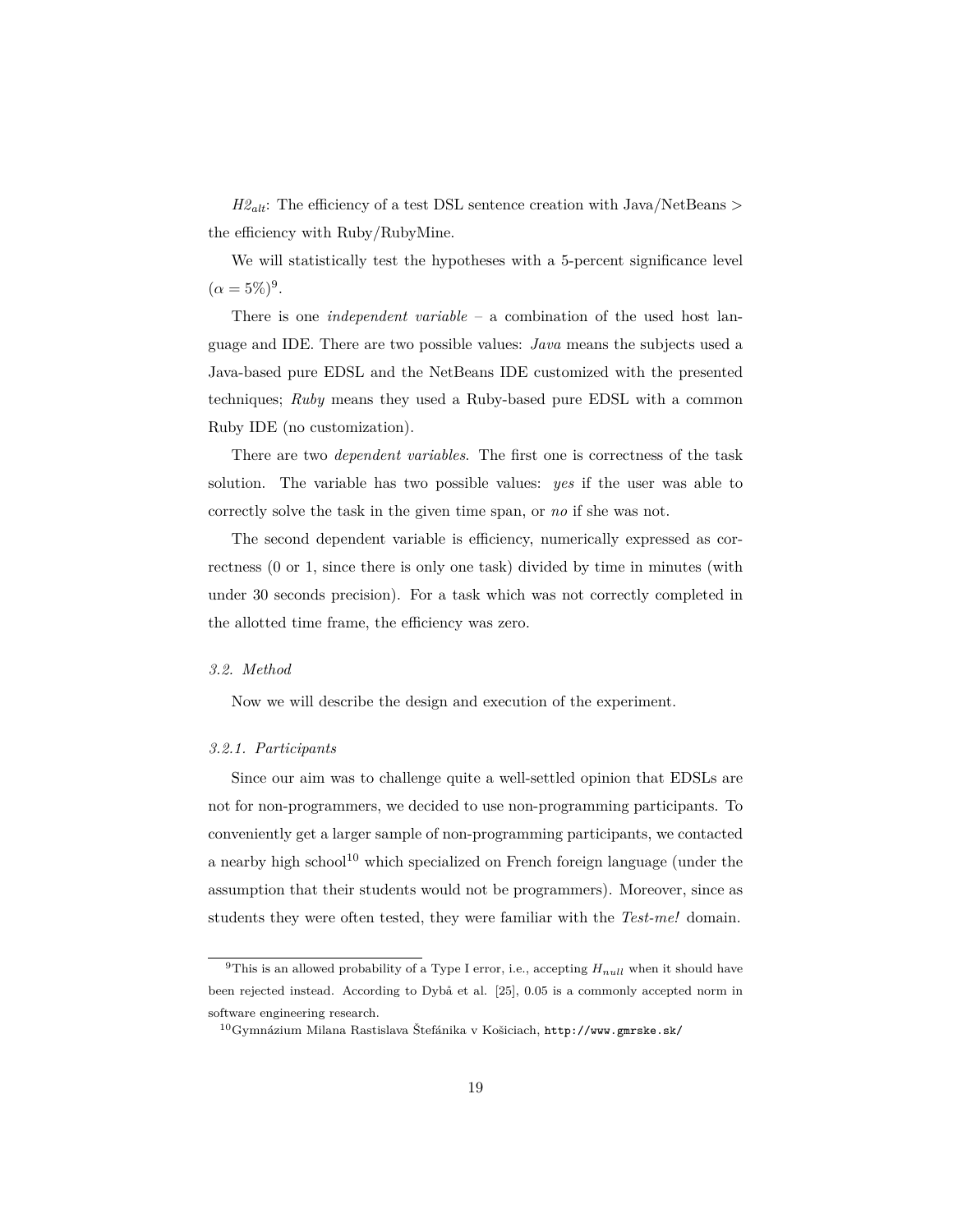*H2$_{alt}$*: The efficiency of a test DSL sentence creation with Java/NetBeans > the efficiency with Ruby/RubyMine.

We will statistically test the hypotheses with a 5-percent significance level ($\alpha = 5\%$)[9].

There is one *independent variable* – a combination of the used host language and IDE. There are two possible values: *Java* means the subjects used a Java-based pure EDSL and the NetBeans IDE customized with the presented techniques; *Ruby* means they used a Ruby-based pure EDSL with a common Ruby IDE (no customization).

There are two *dependent variables*. The first one is correctness of the task solution. The variable has two possible values: *yes* if the user was able to correctly solve the task in the given time span, or *no* if she was not.

The second dependent variable is efficiency, numerically expressed as correctness (0 or 1, since there is only one task) divided by time in minutes (with under 30 seconds precision). For a task which was not correctly completed in the allotted time frame, the efficiency was zero.

### *3.2. Method*

Now we will describe the design and execution of the experiment.

#### *3.2.1. Participants*

Since our aim was to challenge quite a well-settled opinion that EDSLs are not for non-programmers, we decided to use non-programming participants. To conveniently get a larger sample of non-programming participants, we contacted a nearby high school[10] which specialized on French foreign language (under the assumption that their students would not be programmers). Moreover, since as students they were often tested, they were familiar with the *Test-me!* domain.

---

[9] This is an allowed probability of a Type I error, i.e., accepting $H_{null}$ when it should have been rejected instead. According to Dybå et al. [25], 0.05 is a commonly accepted norm in software engineering research.

[10] Gymnázium Milana Rastislava Štefánika v Košiciach, `http://www.gmrske.sk/`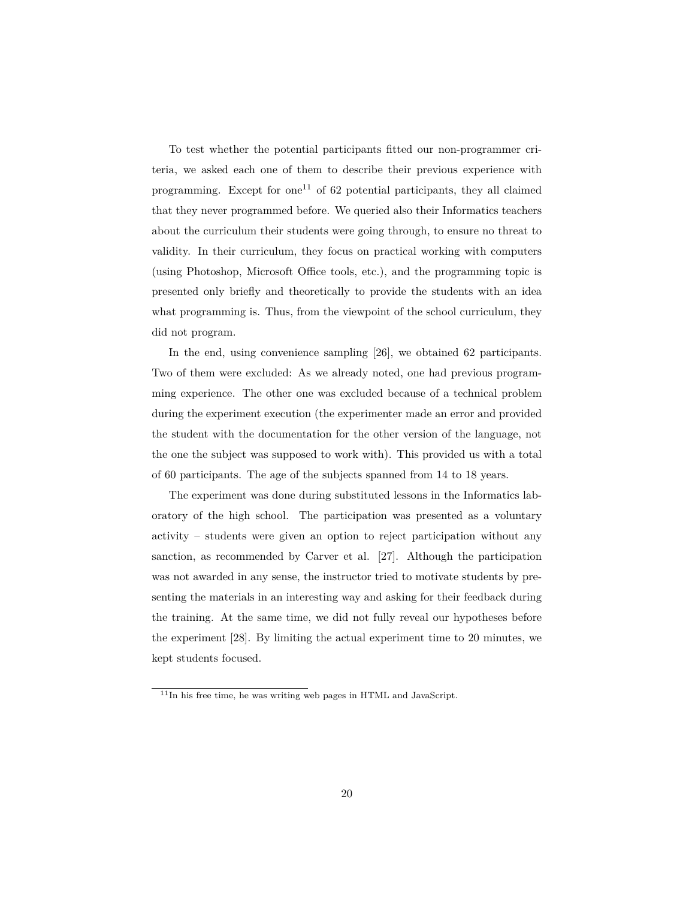To test whether the potential participants fitted our non-programmer criteria, we asked each one of them to describe their previous experience with programming. Except for one[11] of 62 potential participants, they all claimed that they never programmed before. We queried also their Informatics teachers about the curriculum their students were going through, to ensure no threat to validity. In their curriculum, they focus on practical working with computers (using Photoshop, Microsoft Office tools, etc.), and the programming topic is presented only briefly and theoretically to provide the students with an idea what programming is. Thus, from the viewpoint of the school curriculum, they did not program.

In the end, using convenience sampling [26], we obtained 62 participants. Two of them were excluded: As we already noted, one had previous programming experience. The other one was excluded because of a technical problem during the experiment execution (the experimenter made an error and provided the student with the documentation for the other version of the language, not the one the subject was supposed to work with). This provided us with a total of 60 participants. The age of the subjects spanned from 14 to 18 years.

The experiment was done during substituted lessons in the Informatics laboratory of the high school. The participation was presented as a voluntary activity – students were given an option to reject participation without any sanction, as recommended by Carver et al. [27]. Although the participation was not awarded in any sense, the instructor tried to motivate students by presenting the materials in an interesting way and asking for their feedback during the training. At the same time, we did not fully reveal our hypotheses before the experiment [28]. By limiting the actual experiment time to 20 minutes, we kept students focused.

[11] In his free time, he was writing web pages in HTML and JavaScript.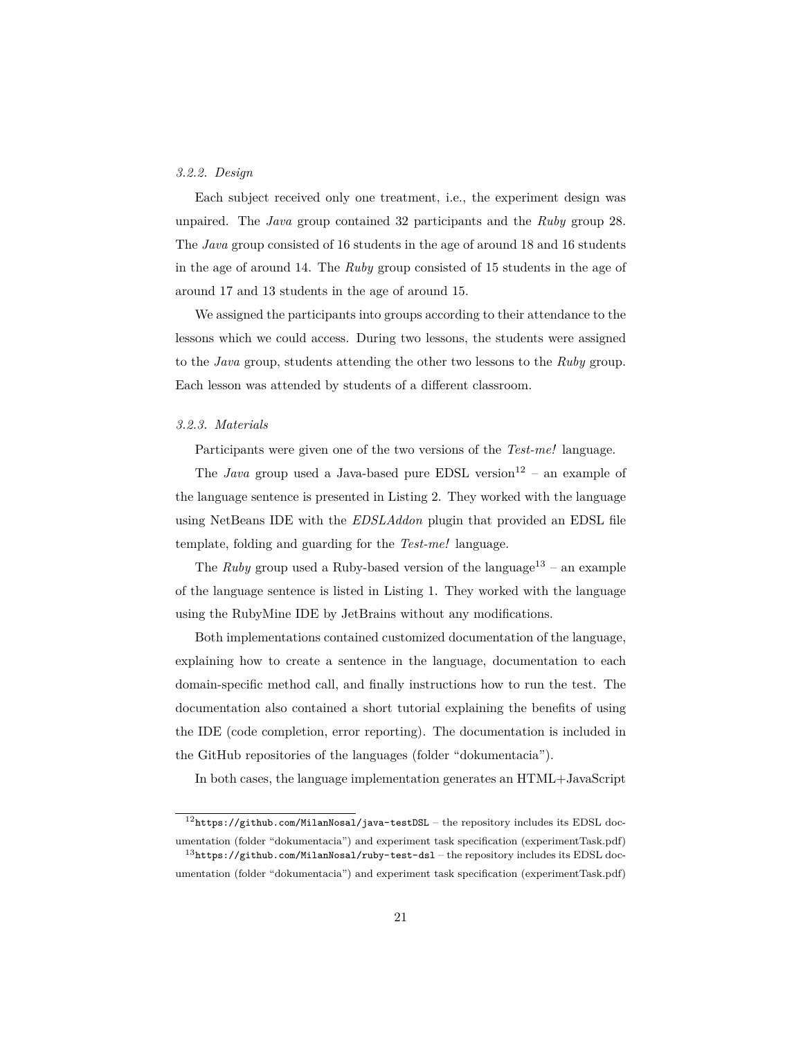*3.2.2. Design*

Each subject received only one treatment, i.e., the experiment design was unpaired. The *Java* group contained 32 participants and the *Ruby* group 28. The *Java* group consisted of 16 students in the age of around 18 and 16 students in the age of around 14. The *Ruby* group consisted of 15 students in the age of around 17 and 13 students in the age of around 15.

We assigned the participants into groups according to their attendance to the lessons which we could access. During two lessons, the students were assigned to the *Java* group, students attending the other two lessons to the *Ruby* group. Each lesson was attended by students of a different classroom.

*3.2.3. Materials*

Participants were given one of the two versions of the *Test-me!* language.

The *Java* group used a Java-based pure EDSL version[12] – an example of the language sentence is presented in Listing 2. They worked with the language using NetBeans IDE with the *EDSLAddon* plugin that provided an EDSL file template, folding and guarding for the *Test-me!* language.

The *Ruby* group used a Ruby-based version of the language[13] – an example of the language sentence is listed in Listing 1. They worked with the language using the RubyMine IDE by JetBrains without any modifications.

Both implementations contained customized documentation of the language, explaining how to create a sentence in the language, documentation to each domain-specific method call, and finally instructions how to run the test. The documentation also contained a short tutorial explaining the benefits of using the IDE (code completion, error reporting). The documentation is included in the GitHub repositories of the languages (folder "dokumentacia").

In both cases, the language implementation generates an HTML+JavaScript

---

[12] `https://github.com/MilanNosal/java-testDSL` – the repository includes its EDSL documentation (folder "dokumentacia") and experiment task specification (experimentTask.pdf)

[13] `https://github.com/MilanNosal/ruby-test-dsl` – the repository includes its EDSL documentation (folder "dokumentacia") and experiment task specification (experimentTask.pdf)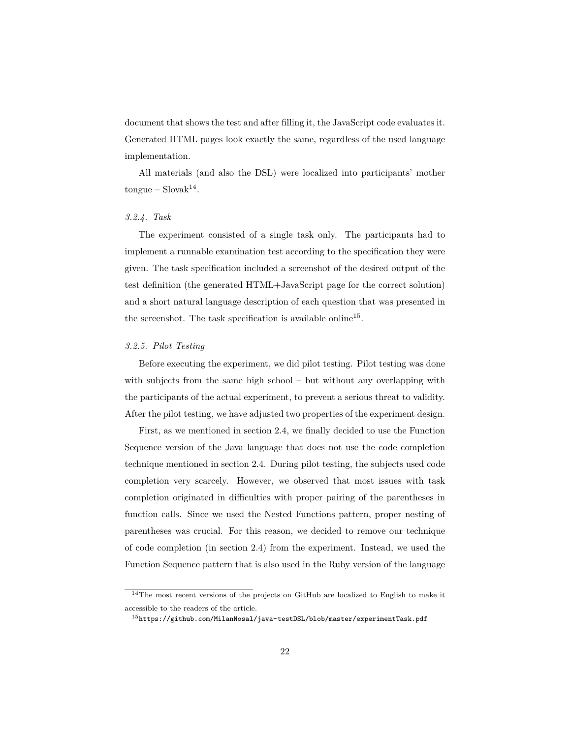document that shows the test and after filling it, the JavaScript code evaluates it. Generated HTML pages look exactly the same, regardless of the used language implementation.

All materials (and also the DSL) were localized into participants' mother tongue – Slovak[14].

#### *3.2.4. Task*

The experiment consisted of a single task only. The participants had to implement a runnable examination test according to the specification they were given. The task specification included a screenshot of the desired output of the test definition (the generated HTML+JavaScript page for the correct solution) and a short natural language description of each question that was presented in the screenshot. The task specification is available online[15].

#### *3.2.5. Pilot Testing*

Before executing the experiment, we did pilot testing. Pilot testing was done with subjects from the same high school – but without any overlapping with the participants of the actual experiment, to prevent a serious threat to validity. After the pilot testing, we have adjusted two properties of the experiment design.

First, as we mentioned in section 2.4, we finally decided to use the Function Sequence version of the Java language that does not use the code completion technique mentioned in section 2.4. During pilot testing, the subjects used code completion very scarcely. However, we observed that most issues with task completion originated in difficulties with proper pairing of the parentheses in function calls. Since we used the Nested Functions pattern, proper nesting of parentheses was crucial. For this reason, we decided to remove our technique of code completion (in section 2.4) from the experiment. Instead, we used the Function Sequence pattern that is also used in the Ruby version of the language

---

[14] The most recent versions of the projects on GitHub are localized to English to make it accessible to the readers of the article.

[15] `https://github.com/MilanNosal/java-testDSL/blob/master/experimentTask.pdf`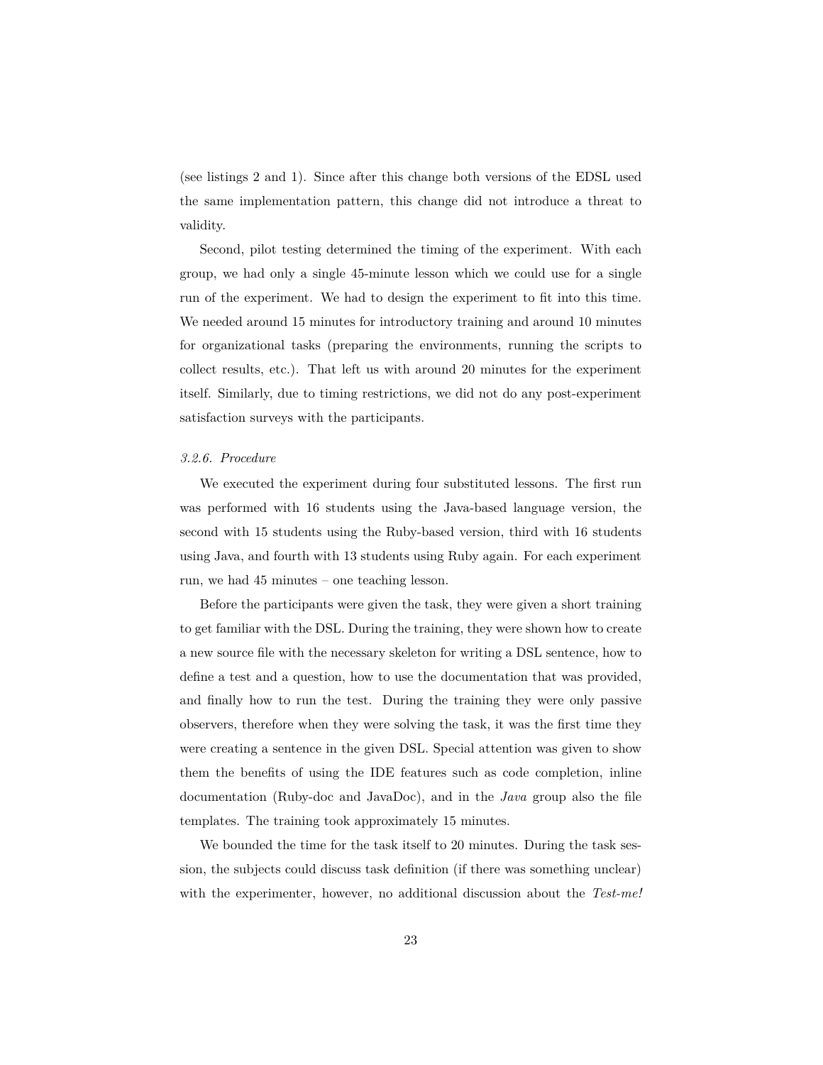(see listings 2 and 1). Since after this change both versions of the EDSL used the same implementation pattern, this change did not introduce a threat to validity.

Second, pilot testing determined the timing of the experiment. With each group, we had only a single 45-minute lesson which we could use for a single run of the experiment. We had to design the experiment to fit into this time. We needed around 15 minutes for introductory training and around 10 minutes for organizational tasks (preparing the environments, running the scripts to collect results, etc.). That left us with around 20 minutes for the experiment itself. Similarly, due to timing restrictions, we did not do any post-experiment satisfaction surveys with the participants.

#### *3.2.6. Procedure*

We executed the experiment during four substituted lessons. The first run was performed with 16 students using the Java-based language version, the second with 15 students using the Ruby-based version, third with 16 students using Java, and fourth with 13 students using Ruby again. For each experiment run, we had 45 minutes – one teaching lesson.

Before the participants were given the task, they were given a short training to get familiar with the DSL. During the training, they were shown how to create a new source file with the necessary skeleton for writing a DSL sentence, how to define a test and a question, how to use the documentation that was provided, and finally how to run the test. During the training they were only passive observers, therefore when they were solving the task, it was the first time they were creating a sentence in the given DSL. Special attention was given to show them the benefits of using the IDE features such as code completion, inline documentation (Ruby-doc and JavaDoc), and in the *Java* group also the file templates. The training took approximately 15 minutes.

We bounded the time for the task itself to 20 minutes. During the task session, the subjects could discuss task definition (if there was something unclear) with the experimenter, however, no additional discussion about the *Test-me!*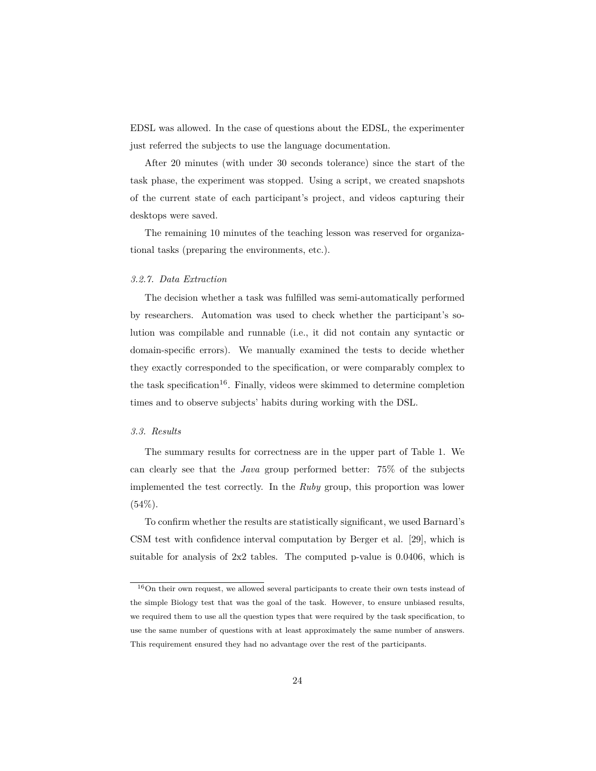EDSL was allowed. In the case of questions about the EDSL, the experimenter just referred the subjects to use the language documentation.

After 20 minutes (with under 30 seconds tolerance) since the start of the task phase, the experiment was stopped. Using a script, we created snapshots of the current state of each participant's project, and videos capturing their desktops were saved.

The remaining 10 minutes of the teaching lesson was reserved for organizational tasks (preparing the environments, etc.).

#### *3.2.7. Data Extraction*

The decision whether a task was fulfilled was semi-automatically performed by researchers. Automation was used to check whether the participant's solution was compilable and runnable (i.e., it did not contain any syntactic or domain-specific errors). We manually examined the tests to decide whether they exactly corresponded to the specification, or were comparably complex to the task specification[16]. Finally, videos were skimmed to determine completion times and to observe subjects' habits during working with the DSL.

### *3.3. Results*

The summary results for correctness are in the upper part of Table 1. We can clearly see that the *Java* group performed better: 75% of the subjects implemented the test correctly. In the *Ruby* group, this proportion was lower (54%).

To confirm whether the results are statistically significant, we used Barnard's CSM test with confidence interval computation by Berger et al. [29], which is suitable for analysis of 2x2 tables. The computed p-value is 0.0406, which is

[16]On their own request, we allowed several participants to create their own tests instead of the simple Biology test that was the goal of the task. However, to ensure unbiased results, we required them to use all the question types that were required by the task specification, to use the same number of questions with at least approximately the same number of answers. This requirement ensured they had no advantage over the rest of the participants.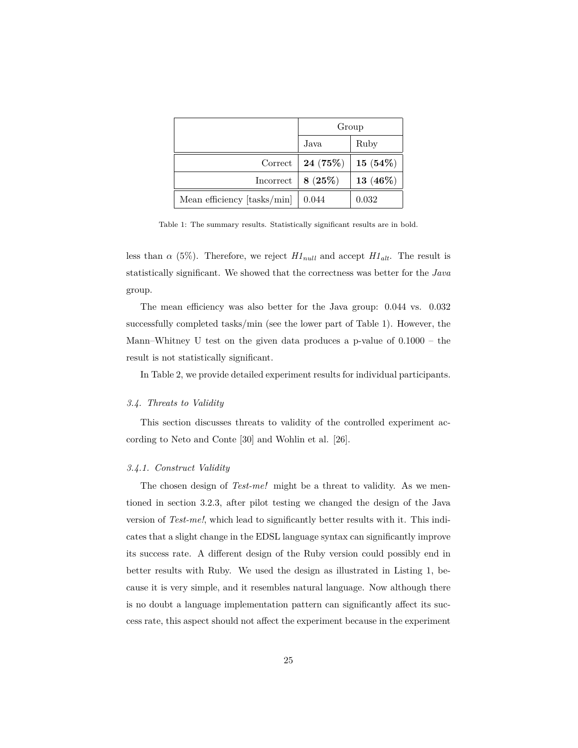| | Group | |
|---|---|---|
| | Java | Ruby |
| Correct | **24 (75%)** | **15 (54%)** |
| Incorrect | **8 (25%)** | **13 (46%)** |
| Mean efficiency [tasks/min] | 0.044 | 0.032 |

Table 1: The summary results. Statistically significant results are in bold.

less than $\alpha$ (5%). Therefore, we reject $H1_{null}$ and accept $H1_{alt}$. The result is statistically significant. We showed that the correctness was better for the *Java* group.

The mean efficiency was also better for the Java group: 0.044 vs. 0.032 successfully completed tasks/min (see the lower part of Table 1). However, the Mann–Whitney U test on the given data produces a p-value of 0.1000 – the result is not statistically significant.

In Table 2, we provide detailed experiment results for individual participants.

### *3.4. Threats to Validity*

This section discusses threats to validity of the controlled experiment according to Neto and Conte [30] and Wohlin et al. [26].

#### *3.4.1. Construct Validity*

The chosen design of *Test-me!* might be a threat to validity. As we mentioned in section 3.2.3, after pilot testing we changed the design of the Java version of *Test-me!*, which lead to significantly better results with it. This indicates that a slight change in the EDSL language syntax can significantly improve its success rate. A different design of the Ruby version could possibly end in better results with Ruby. We used the design as illustrated in Listing 1, because it is very simple, and it resembles natural language. Now although there is no doubt a language implementation pattern can significantly affect its success rate, this aspect should not affect the experiment because in the experiment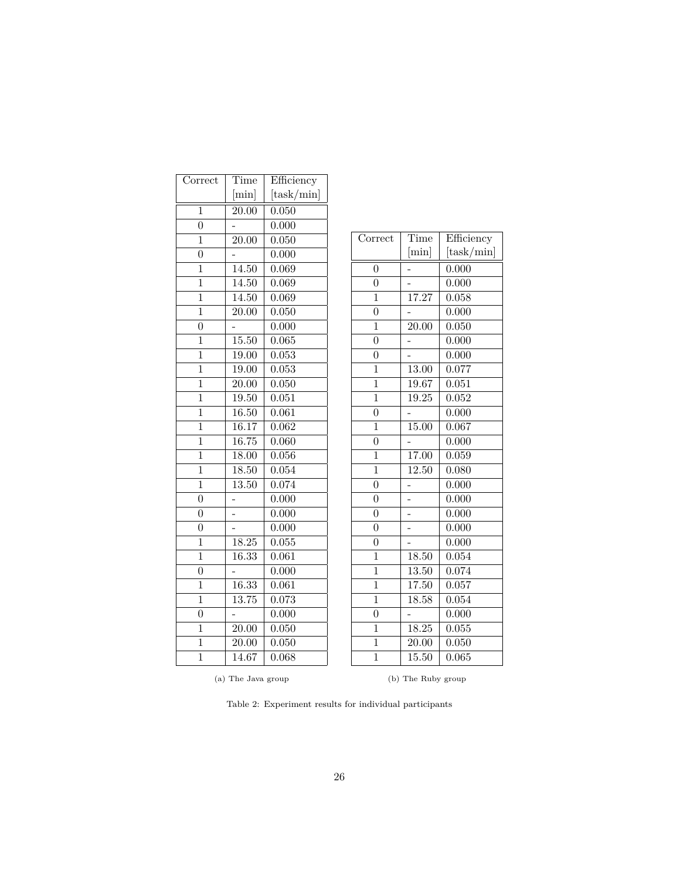| Correct | Time [min] | Efficiency [task/min] |
|---|---|---|
| 1 | 20.00 | 0.050 |
| 0 | - | 0.000 |
| 1 | 20.00 | 0.050 |
| 0 | - | 0.000 |
| 1 | 14.50 | 0.069 |
| 1 | 14.50 | 0.069 |
| 1 | 14.50 | 0.069 |
| 1 | 20.00 | 0.050 |
| 0 | - | 0.000 |
| 1 | 15.50 | 0.065 |
| 1 | 19.00 | 0.053 |
| 1 | 19.00 | 0.053 |
| 1 | 20.00 | 0.050 |
| 1 | 19.50 | 0.051 |
| 1 | 16.50 | 0.061 |
| 1 | 16.17 | 0.062 |
| 1 | 16.75 | 0.060 |
| 1 | 18.00 | 0.056 |
| 1 | 18.50 | 0.054 |
| 1 | 13.50 | 0.074 |
| 0 | - | 0.000 |
| 0 | - | 0.000 |
| 0 | - | 0.000 |
| 1 | 18.25 | 0.055 |
| 1 | 16.33 | 0.061 |
| 0 | - | 0.000 |
| 1 | 16.33 | 0.061 |
| 1 | 13.75 | 0.073 |
| 0 | - | 0.000 |
| 1 | 20.00 | 0.050 |
| 1 | 20.00 | 0.050 |
| 1 | 14.67 | 0.068 |

(a) The Java group

| Correct | Time [min] | Efficiency [task/min] |
|---|---|---|
| 0 | - | 0.000 |
| 0 | - | 0.000 |
| 1 | 17.27 | 0.058 |
| 0 | - | 0.000 |
| 1 | 20.00 | 0.050 |
| 0 | - | 0.000 |
| 0 | - | 0.000 |
| 1 | 13.00 | 0.077 |
| 1 | 19.67 | 0.051 |
| 1 | 19.25 | 0.052 |
| 0 | - | 0.000 |
| 1 | 15.00 | 0.067 |
| 0 | - | 0.000 |
| 1 | 17.00 | 0.059 |
| 1 | 12.50 | 0.080 |
| 0 | - | 0.000 |
| 0 | - | 0.000 |
| 0 | - | 0.000 |
| 0 | - | 0.000 |
| 0 | - | 0.000 |
| 1 | 18.50 | 0.054 |
| 1 | 13.50 | 0.074 |
| 1 | 17.50 | 0.057 |
| 1 | 18.58 | 0.054 |
| 0 | - | 0.000 |
| 1 | 18.25 | 0.055 |
| 1 | 20.00 | 0.050 |
| 1 | 15.50 | 0.065 |

(b) The Ruby group

Table 2: Experiment results for individual participants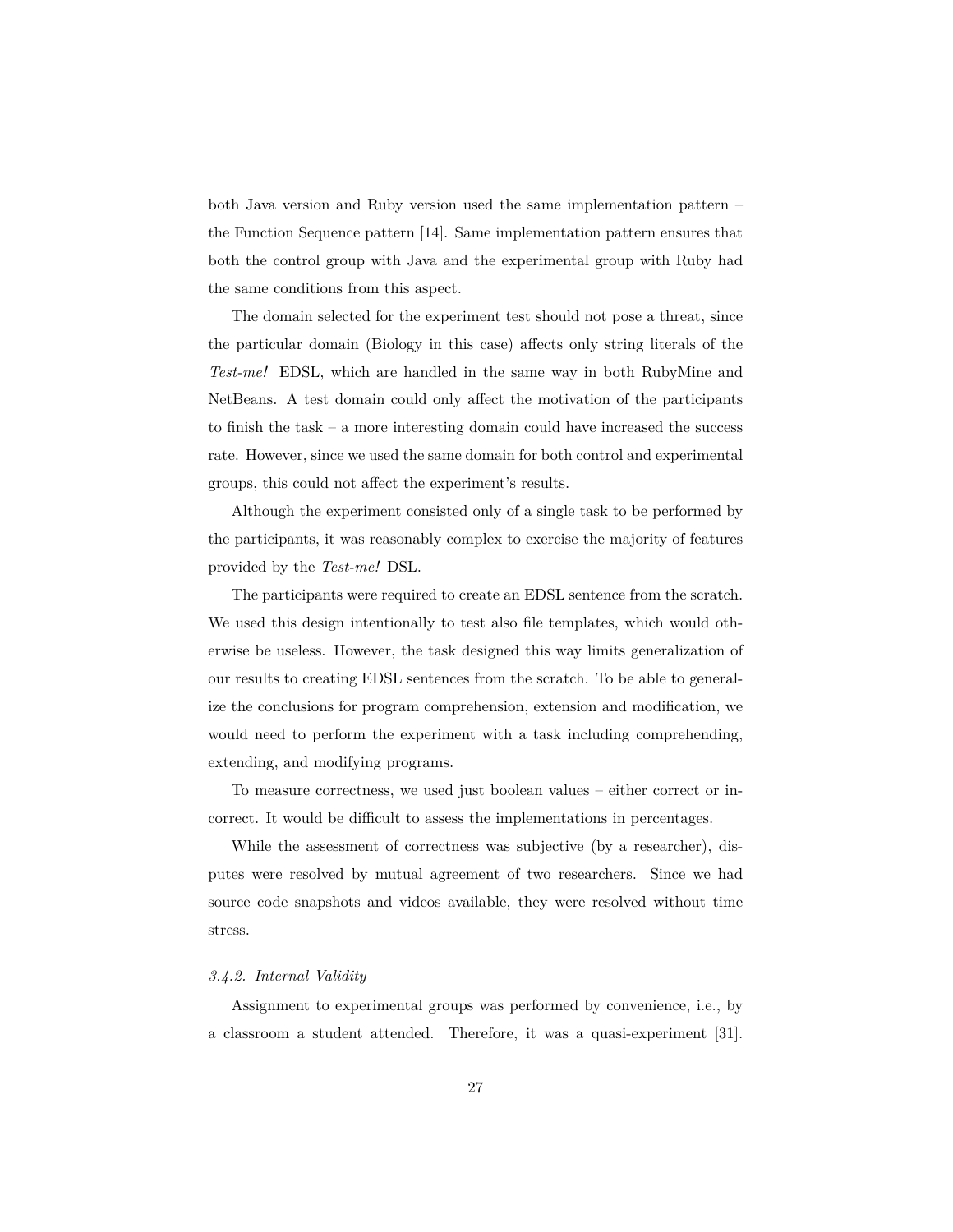both Java version and Ruby version used the same implementation pattern – the Function Sequence pattern [14]. Same implementation pattern ensures that both the control group with Java and the experimental group with Ruby had the same conditions from this aspect.

The domain selected for the experiment test should not pose a threat, since the particular domain (Biology in this case) affects only string literals of the *Test-me!* EDSL, which are handled in the same way in both RubyMine and NetBeans. A test domain could only affect the motivation of the participants to finish the task – a more interesting domain could have increased the success rate. However, since we used the same domain for both control and experimental groups, this could not affect the experiment's results.

Although the experiment consisted only of a single task to be performed by the participants, it was reasonably complex to exercise the majority of features provided by the *Test-me!* DSL.

The participants were required to create an EDSL sentence from the scratch. We used this design intentionally to test also file templates, which would otherwise be useless. However, the task designed this way limits generalization of our results to creating EDSL sentences from the scratch. To be able to generalize the conclusions for program comprehension, extension and modification, we would need to perform the experiment with a task including comprehending, extending, and modifying programs.

To measure correctness, we used just boolean values – either correct or incorrect. It would be difficult to assess the implementations in percentages.

While the assessment of correctness was subjective (by a researcher), disputes were resolved by mutual agreement of two researchers. Since we had source code snapshots and videos available, they were resolved without time stress.

#### *3.4.2. Internal Validity*

Assignment to experimental groups was performed by convenience, i.e., by a classroom a student attended. Therefore, it was a quasi-experiment [31].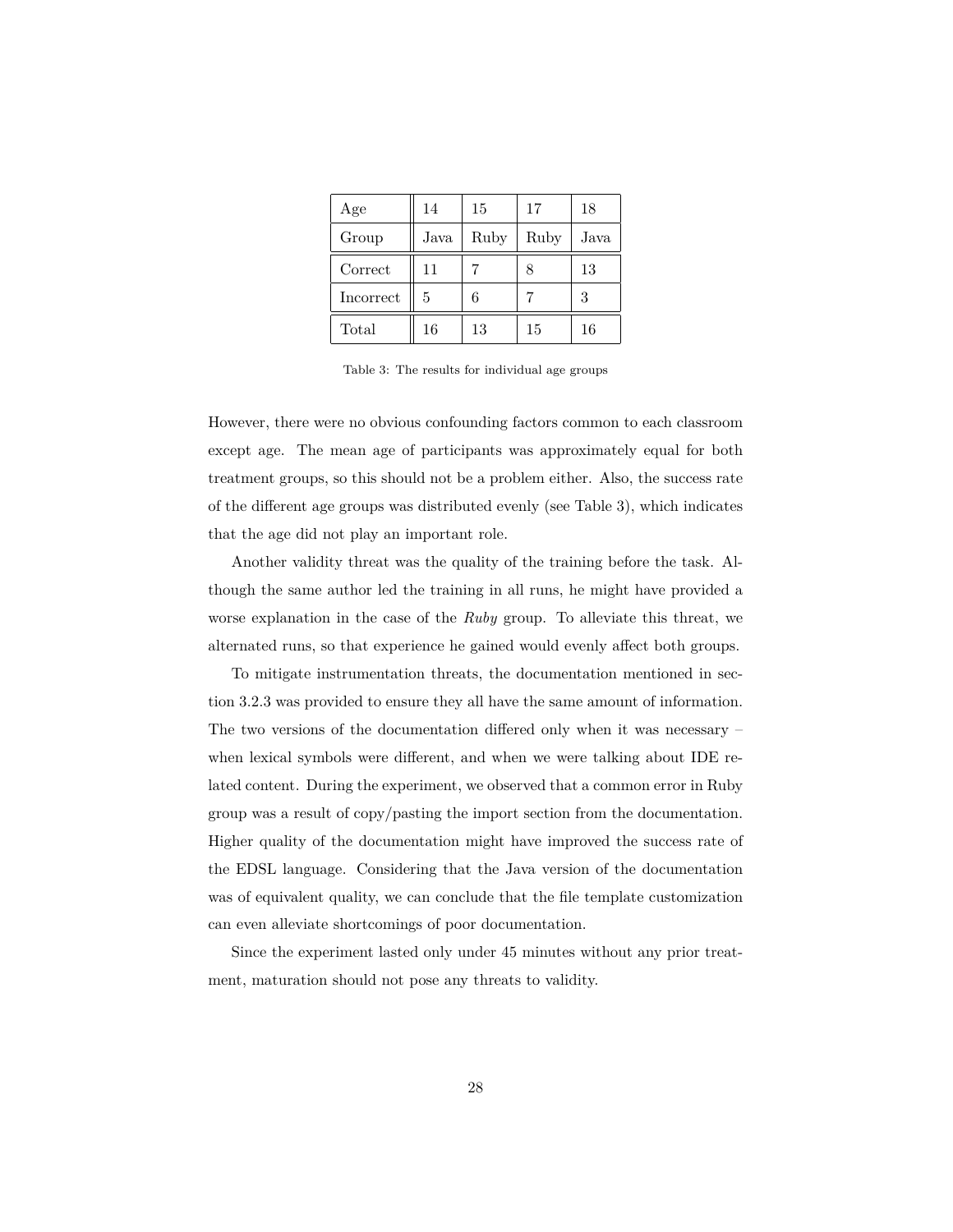| Age | 14 | 15 | 17 | 18 |
|---|---|---|---|---|
| Group | Java | Ruby | Ruby | Java |
| Correct | 11 | 7 | 8 | 13 |
| Incorrect | 5 | 6 | 7 | 3 |
| Total | 16 | 13 | 15 | 16 |

Table 3: The results for individual age groups

However, there were no obvious confounding factors common to each classroom except age. The mean age of participants was approximately equal for both treatment groups, so this should not be a problem either. Also, the success rate of the different age groups was distributed evenly (see Table 3), which indicates that the age did not play an important role.

Another validity threat was the quality of the training before the task. Although the same author led the training in all runs, he might have provided a worse explanation in the case of the *Ruby* group. To alleviate this threat, we alternated runs, so that experience he gained would evenly affect both groups.

To mitigate instrumentation threats, the documentation mentioned in section 3.2.3 was provided to ensure they all have the same amount of information. The two versions of the documentation differed only when it was necessary – when lexical symbols were different, and when we were talking about IDE related content. During the experiment, we observed that a common error in Ruby group was a result of copy/pasting the import section from the documentation. Higher quality of the documentation might have improved the success rate of the EDSL language. Considering that the Java version of the documentation was of equivalent quality, we can conclude that the file template customization can even alleviate shortcomings of poor documentation.

Since the experiment lasted only under 45 minutes without any prior treatment, maturation should not pose any threats to validity.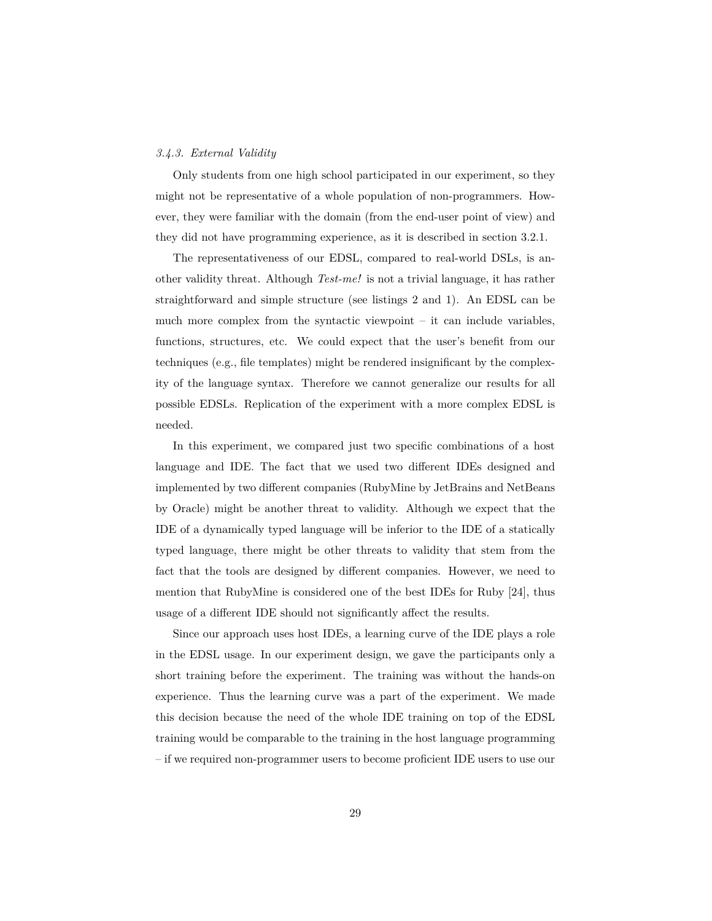*3.4.3. External Validity*

Only students from one high school participated in our experiment, so they might not be representative of a whole population of non-programmers. However, they were familiar with the domain (from the end-user point of view) and they did not have programming experience, as it is described in section 3.2.1.

The representativeness of our EDSL, compared to real-world DSLs, is another validity threat. Although *Test-me!* is not a trivial language, it has rather straightforward and simple structure (see listings 2 and 1). An EDSL can be much more complex from the syntactic viewpoint – it can include variables, functions, structures, etc. We could expect that the user's benefit from our techniques (e.g., file templates) might be rendered insignificant by the complexity of the language syntax. Therefore we cannot generalize our results for all possible EDSLs. Replication of the experiment with a more complex EDSL is needed.

In this experiment, we compared just two specific combinations of a host language and IDE. The fact that we used two different IDEs designed and implemented by two different companies (RubyMine by JetBrains and NetBeans by Oracle) might be another threat to validity. Although we expect that the IDE of a dynamically typed language will be inferior to the IDE of a statically typed language, there might be other threats to validity that stem from the fact that the tools are designed by different companies. However, we need to mention that RubyMine is considered one of the best IDEs for Ruby [24], thus usage of a different IDE should not significantly affect the results.

Since our approach uses host IDEs, a learning curve of the IDE plays a role in the EDSL usage. In our experiment design, we gave the participants only a short training before the experiment. The training was without the hands-on experience. Thus the learning curve was a part of the experiment. We made this decision because the need of the whole IDE training on top of the EDSL training would be comparable to the training in the host language programming – if we required non-programmer users to become proficient IDE users to use our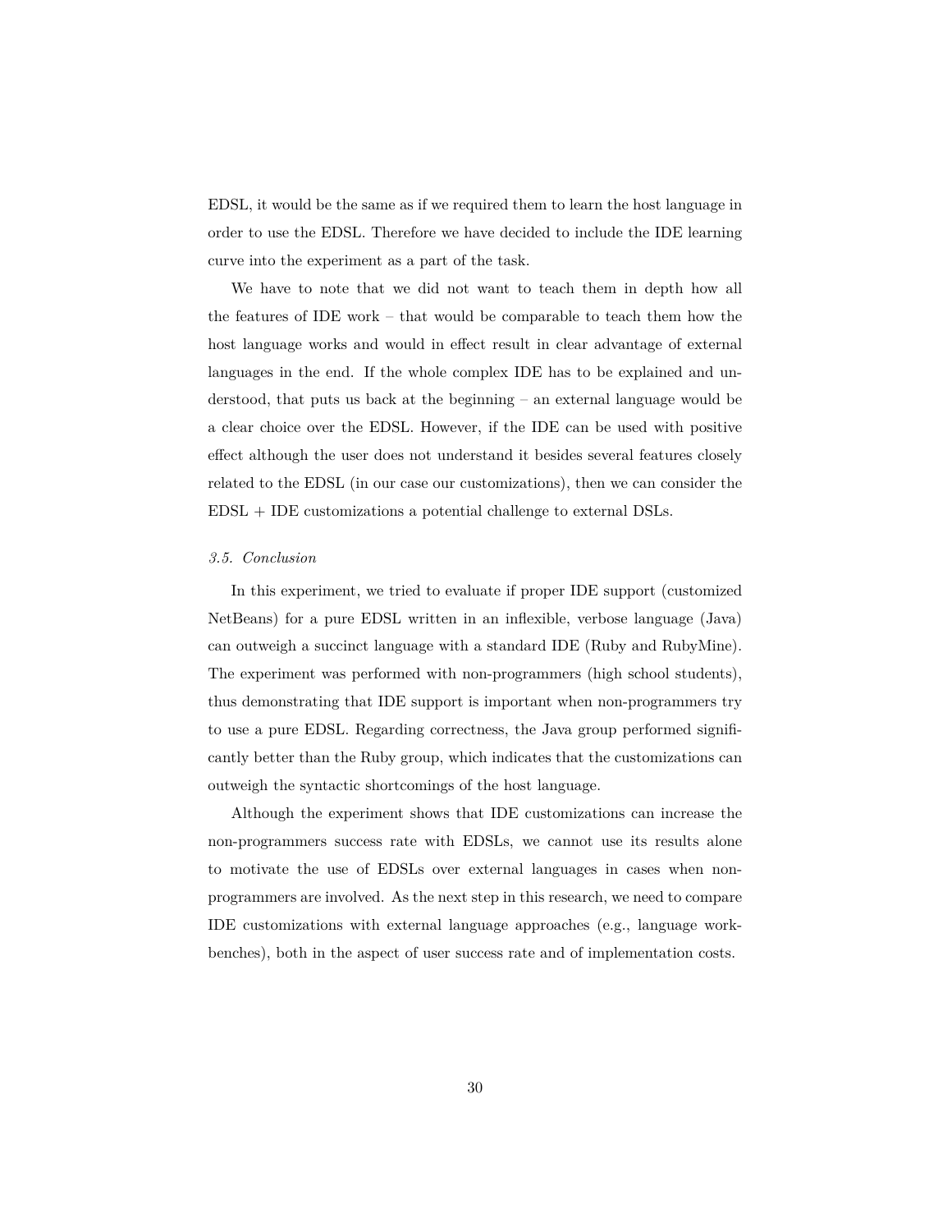EDSL, it would be the same as if we required them to learn the host language in order to use the EDSL. Therefore we have decided to include the IDE learning curve into the experiment as a part of the task.

We have to note that we did not want to teach them in depth how all the features of IDE work – that would be comparable to teach them how the host language works and would in effect result in clear advantage of external languages in the end. If the whole complex IDE has to be explained and understood, that puts us back at the beginning – an external language would be a clear choice over the EDSL. However, if the IDE can be used with positive effect although the user does not understand it besides several features closely related to the EDSL (in our case our customizations), then we can consider the EDSL + IDE customizations a potential challenge to external DSLs.

### *3.5. Conclusion*

In this experiment, we tried to evaluate if proper IDE support (customized NetBeans) for a pure EDSL written in an inflexible, verbose language (Java) can outweigh a succinct language with a standard IDE (Ruby and RubyMine). The experiment was performed with non-programmers (high school students), thus demonstrating that IDE support is important when non-programmers try to use a pure EDSL. Regarding correctness, the Java group performed significantly better than the Ruby group, which indicates that the customizations can outweigh the syntactic shortcomings of the host language.

Although the experiment shows that IDE customizations can increase the non-programmers success rate with EDSLs, we cannot use its results alone to motivate the use of EDSLs over external languages in cases when non-programmers are involved. As the next step in this research, we need to compare IDE customizations with external language approaches (e.g., language workbenches), both in the aspect of user success rate and of implementation costs.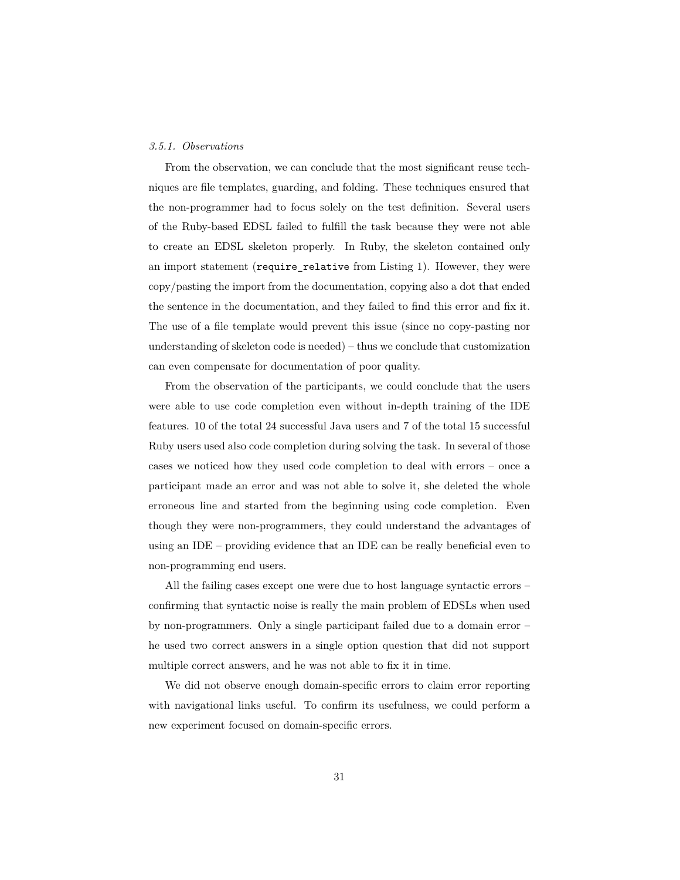#### *3.5.1. Observations*

From the observation, we can conclude that the most significant reuse techniques are file templates, guarding, and folding. These techniques ensured that the non-programmer had to focus solely on the test definition. Several users of the Ruby-based EDSL failed to fulfill the task because they were not able to create an EDSL skeleton properly. In Ruby, the skeleton contained only an import statement (`require_relative` from Listing 1). However, they were copy/pasting the import from the documentation, copying also a dot that ended the sentence in the documentation, and they failed to find this error and fix it. The use of a file template would prevent this issue (since no copy-pasting nor understanding of skeleton code is needed) – thus we conclude that customization can even compensate for documentation of poor quality.

From the observation of the participants, we could conclude that the users were able to use code completion even without in-depth training of the IDE features. 10 of the total 24 successful Java users and 7 of the total 15 successful Ruby users used also code completion during solving the task. In several of those cases we noticed how they used code completion to deal with errors – once a participant made an error and was not able to solve it, she deleted the whole erroneous line and started from the beginning using code completion. Even though they were non-programmers, they could understand the advantages of using an IDE – providing evidence that an IDE can be really beneficial even to non-programming end users.

All the failing cases except one were due to host language syntactic errors – confirming that syntactic noise is really the main problem of EDSLs when used by non-programmers. Only a single participant failed due to a domain error – he used two correct answers in a single option question that did not support multiple correct answers, and he was not able to fix it in time.

We did not observe enough domain-specific errors to claim error reporting with navigational links useful. To confirm its usefulness, we could perform a new experiment focused on domain-specific errors.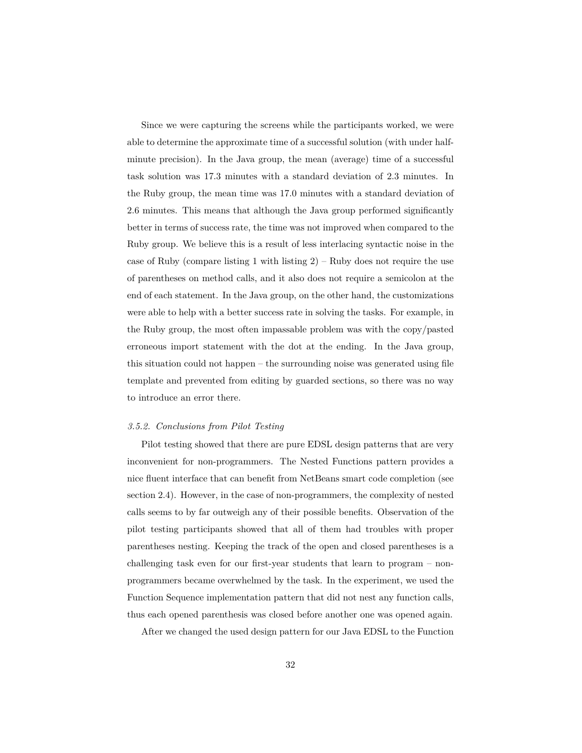Since we were capturing the screens while the participants worked, we were able to determine the approximate time of a successful solution (with under half-minute precision). In the Java group, the mean (average) time of a successful task solution was 17.3 minutes with a standard deviation of 2.3 minutes. In the Ruby group, the mean time was 17.0 minutes with a standard deviation of 2.6 minutes. This means that although the Java group performed significantly better in terms of success rate, the time was not improved when compared to the Ruby group. We believe this is a result of less interlacing syntactic noise in the case of Ruby (compare listing 1 with listing 2) – Ruby does not require the use of parentheses on method calls, and it also does not require a semicolon at the end of each statement. In the Java group, on the other hand, the customizations were able to help with a better success rate in solving the tasks. For example, in the Ruby group, the most often impassable problem was with the copy/pasted erroneous import statement with the dot at the ending. In the Java group, this situation could not happen – the surrounding noise was generated using file template and prevented from editing by guarded sections, so there was no way to introduce an error there.

#### *3.5.2. Conclusions from Pilot Testing*

Pilot testing showed that there are pure EDSL design patterns that are very inconvenient for non-programmers. The Nested Functions pattern provides a nice fluent interface that can benefit from NetBeans smart code completion (see section 2.4). However, in the case of non-programmers, the complexity of nested calls seems to by far outweigh any of their possible benefits. Observation of the pilot testing participants showed that all of them had troubles with proper parentheses nesting. Keeping the track of the open and closed parentheses is a challenging task even for our first-year students that learn to program – non-programmers became overwhelmed by the task. In the experiment, we used the Function Sequence implementation pattern that did not nest any function calls, thus each opened parenthesis was closed before another one was opened again.

After we changed the used design pattern for our Java EDSL to the Function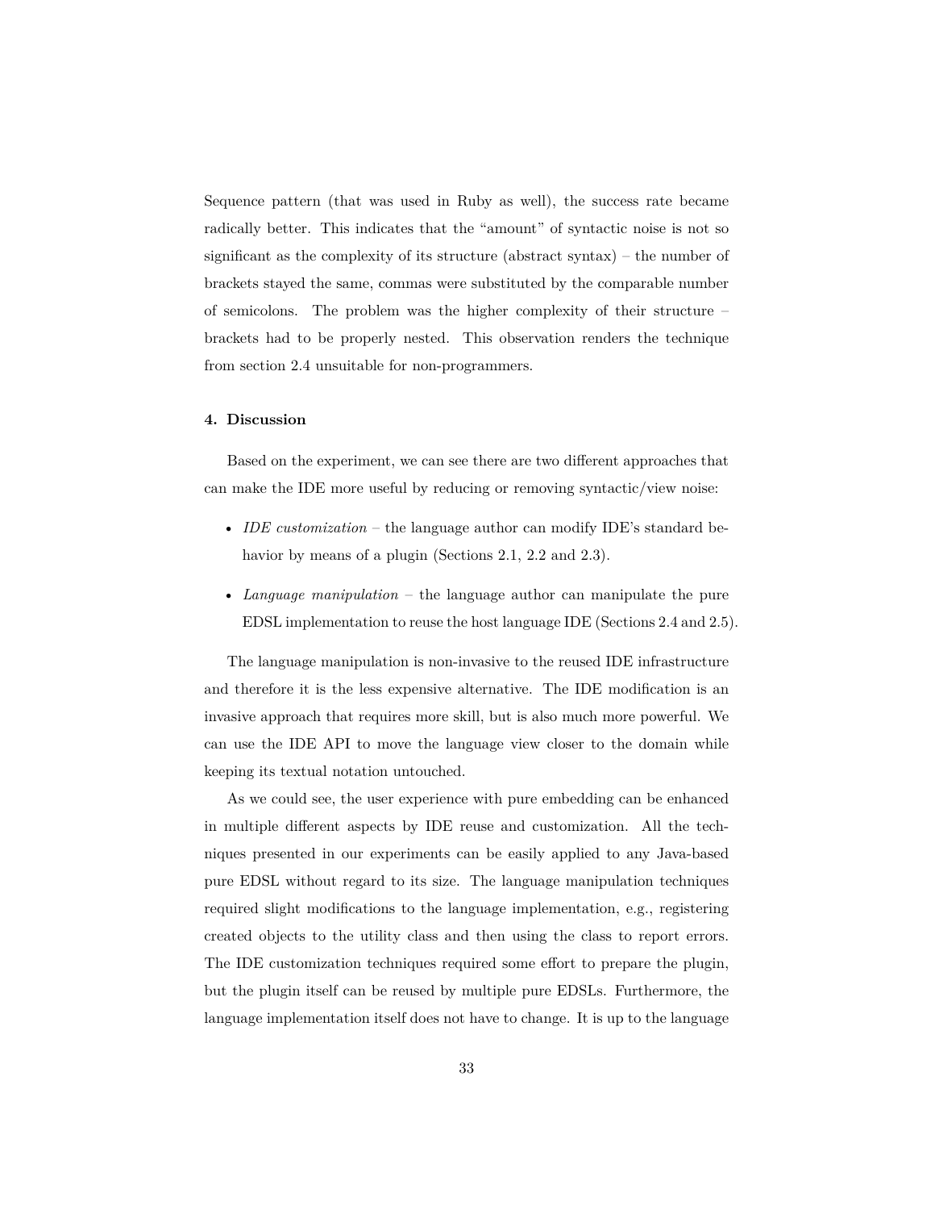Sequence pattern (that was used in Ruby as well), the success rate became radically better. This indicates that the "amount" of syntactic noise is not so significant as the complexity of its structure (abstract syntax) – the number of brackets stayed the same, commas were substituted by the comparable number of semicolons. The problem was the higher complexity of their structure – brackets had to be properly nested. This observation renders the technique from section 2.4 unsuitable for non-programmers.

## 4. Discussion

Based on the experiment, we can see there are two different approaches that can make the IDE more useful by reducing or removing syntactic/view noise:

- *IDE customization* – the language author can modify IDE's standard behavior by means of a plugin (Sections 2.1, 2.2 and 2.3).
- *Language manipulation* – the language author can manipulate the pure EDSL implementation to reuse the host language IDE (Sections 2.4 and 2.5).

The language manipulation is non-invasive to the reused IDE infrastructure and therefore it is the less expensive alternative. The IDE modification is an invasive approach that requires more skill, but is also much more powerful. We can use the IDE API to move the language view closer to the domain while keeping its textual notation untouched.

As we could see, the user experience with pure embedding can be enhanced in multiple different aspects by IDE reuse and customization. All the techniques presented in our experiments can be easily applied to any Java-based pure EDSL without regard to its size. The language manipulation techniques required slight modifications to the language implementation, e.g., registering created objects to the utility class and then using the class to report errors. The IDE customization techniques required some effort to prepare the plugin, but the plugin itself can be reused by multiple pure EDSLs. Furthermore, the language implementation itself does not have to change. It is up to the language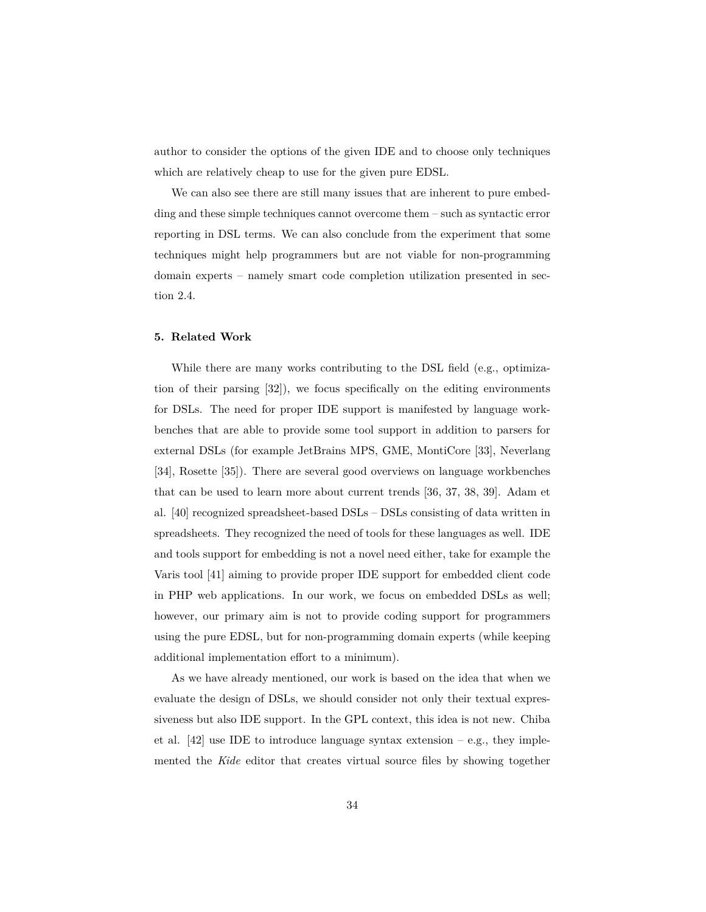author to consider the options of the given IDE and to choose only techniques which are relatively cheap to use for the given pure EDSL.

We can also see there are still many issues that are inherent to pure embedding and these simple techniques cannot overcome them – such as syntactic error reporting in DSL terms. We can also conclude from the experiment that some techniques might help programmers but are not viable for non-programming domain experts – namely smart code completion utilization presented in section 2.4.

## 5. Related Work

While there are many works contributing to the DSL field (e.g., optimization of their parsing [32]), we focus specifically on the editing environments for DSLs. The need for proper IDE support is manifested by language workbenches that are able to provide some tool support in addition to parsers for external DSLs (for example JetBrains MPS, GME, MontiCore [33], Neverlang [34], Rosette [35]). There are several good overviews on language workbenches that can be used to learn more about current trends [36, 37, 38, 39]. Adam et al. [40] recognized spreadsheet-based DSLs – DSLs consisting of data written in spreadsheets. They recognized the need of tools for these languages as well. IDE and tools support for embedding is not a novel need either, take for example the Varis tool [41] aiming to provide proper IDE support for embedded client code in PHP web applications. In our work, we focus on embedded DSLs as well; however, our primary aim is not to provide coding support for programmers using the pure EDSL, but for non-programming domain experts (while keeping additional implementation effort to a minimum).

As we have already mentioned, our work is based on the idea that when we evaluate the design of DSLs, we should consider not only their textual expressiveness but also IDE support. In the GPL context, this idea is not new. Chiba et al. [42] use IDE to introduce language syntax extension – e.g., they implemented the *Kide* editor that creates virtual source files by showing together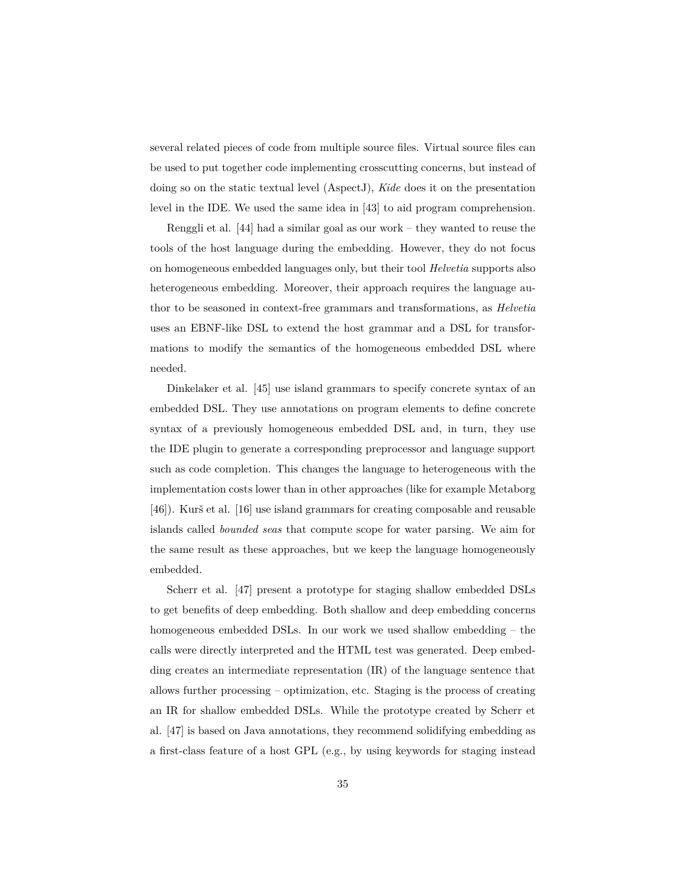several related pieces of code from multiple source files. Virtual source files can be used to put together code implementing crosscutting concerns, but instead of doing so on the static textual level (AspectJ), *Kide* does it on the presentation level in the IDE. We used the same idea in [43] to aid program comprehension.

Renggli et al. [44] had a similar goal as our work – they wanted to reuse the tools of the host language during the embedding. However, they do not focus on homogeneous embedded languages only, but their tool *Helvetia* supports also heterogeneous embedding. Moreover, their approach requires the language author to be seasoned in context-free grammars and transformations, as *Helvetia* uses an EBNF-like DSL to extend the host grammar and a DSL for transformations to modify the semantics of the homogeneous embedded DSL where needed.

Dinkelaker et al. [45] use island grammars to specify concrete syntax of an embedded DSL. They use annotations on program elements to define concrete syntax of a previously homogeneous embedded DSL and, in turn, they use the IDE plugin to generate a corresponding preprocessor and language support such as code completion. This changes the language to heterogeneous with the implementation costs lower than in other approaches (like for example Metaborg [46]). Kurš et al. [16] use island grammars for creating composable and reusable islands called *bounded seas* that compute scope for water parsing. We aim for the same result as these approaches, but we keep the language homogeneously embedded.

Scherr et al. [47] present a prototype for staging shallow embedded DSLs to get benefits of deep embedding. Both shallow and deep embedding concerns homogeneous embedded DSLs. In our work we used shallow embedding – the calls were directly interpreted and the HTML test was generated. Deep embedding creates an intermediate representation (IR) of the language sentence that allows further processing – optimization, etc. Staging is the process of creating an IR for shallow embedded DSLs. While the prototype created by Scherr et al. [47] is based on Java annotations, they recommend solidifying embedding as a first-class feature of a host GPL (e.g., by using keywords for staging instead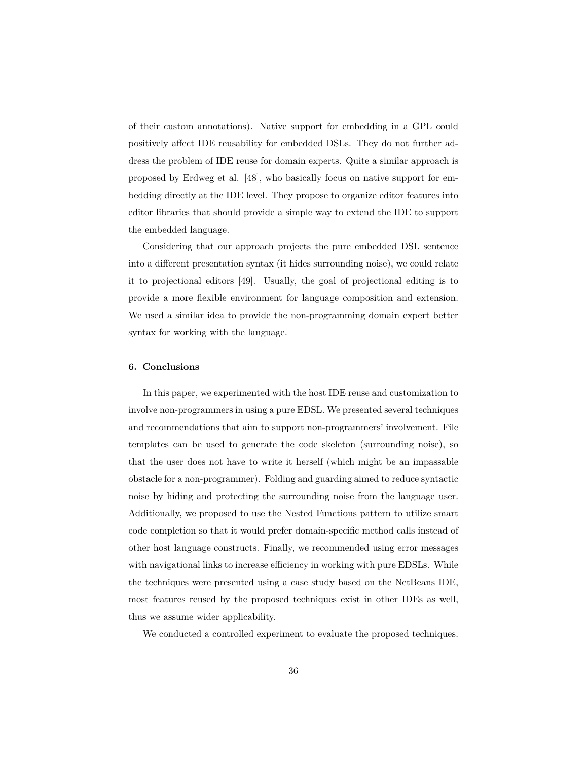of their custom annotations). Native support for embedding in a GPL could positively affect IDE reusability for embedded DSLs. They do not further address the problem of IDE reuse for domain experts. Quite a similar approach is proposed by Erdweg et al. [48], who basically focus on native support for embedding directly at the IDE level. They propose to organize editor features into editor libraries that should provide a simple way to extend the IDE to support the embedded language.

Considering that our approach projects the pure embedded DSL sentence into a different presentation syntax (it hides surrounding noise), we could relate it to projectional editors [49]. Usually, the goal of projectional editing is to provide a more flexible environment for language composition and extension. We used a similar idea to provide the non-programming domain expert better syntax for working with the language.

## 6. Conclusions

In this paper, we experimented with the host IDE reuse and customization to involve non-programmers in using a pure EDSL. We presented several techniques and recommendations that aim to support non-programmers' involvement. File templates can be used to generate the code skeleton (surrounding noise), so that the user does not have to write it herself (which might be an impassable obstacle for a non-programmer). Folding and guarding aimed to reduce syntactic noise by hiding and protecting the surrounding noise from the language user. Additionally, we proposed to use the Nested Functions pattern to utilize smart code completion so that it would prefer domain-specific method calls instead of other host language constructs. Finally, we recommended using error messages with navigational links to increase efficiency in working with pure EDSLs. While the techniques were presented using a case study based on the NetBeans IDE, most features reused by the proposed techniques exist in other IDEs as well, thus we assume wider applicability.

We conducted a controlled experiment to evaluate the proposed techniques.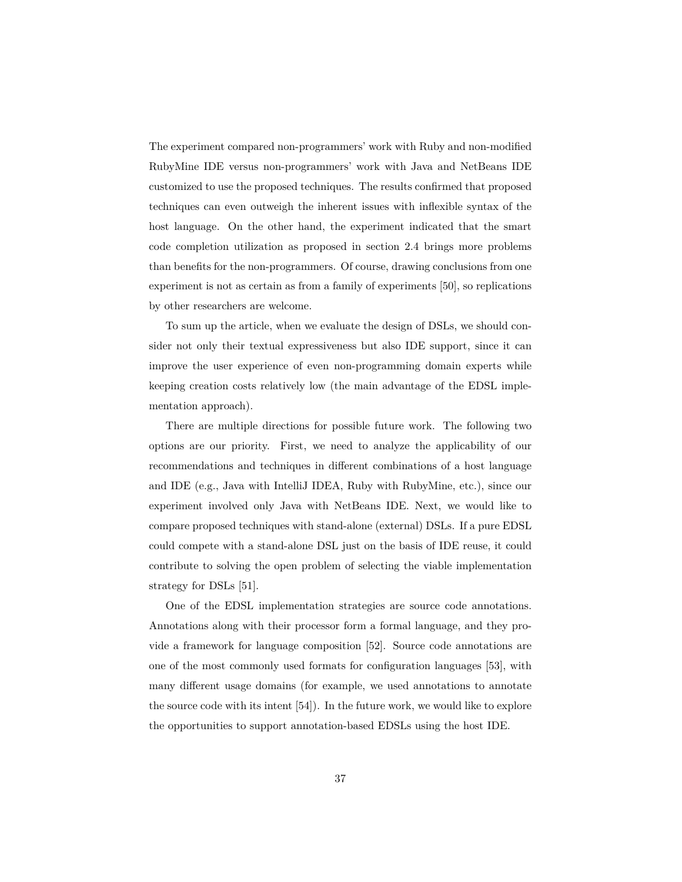The experiment compared non-programmers' work with Ruby and non-modified RubyMine IDE versus non-programmers' work with Java and NetBeans IDE customized to use the proposed techniques. The results confirmed that proposed techniques can even outweigh the inherent issues with inflexible syntax of the host language. On the other hand, the experiment indicated that the smart code completion utilization as proposed in section 2.4 brings more problems than benefits for the non-programmers. Of course, drawing conclusions from one experiment is not as certain as from a family of experiments [50], so replications by other researchers are welcome.

To sum up the article, when we evaluate the design of DSLs, we should consider not only their textual expressiveness but also IDE support, since it can improve the user experience of even non-programming domain experts while keeping creation costs relatively low (the main advantage of the EDSL implementation approach).

There are multiple directions for possible future work. The following two options are our priority. First, we need to analyze the applicability of our recommendations and techniques in different combinations of a host language and IDE (e.g., Java with IntelliJ IDEA, Ruby with RubyMine, etc.), since our experiment involved only Java with NetBeans IDE. Next, we would like to compare proposed techniques with stand-alone (external) DSLs. If a pure EDSL could compete with a stand-alone DSL just on the basis of IDE reuse, it could contribute to solving the open problem of selecting the viable implementation strategy for DSLs [51].

One of the EDSL implementation strategies are source code annotations. Annotations along with their processor form a formal language, and they provide a framework for language composition [52]. Source code annotations are one of the most commonly used formats for configuration languages [53], with many different usage domains (for example, we used annotations to annotate the source code with its intent [54]). In the future work, we would like to explore the opportunities to support annotation-based EDSLs using the host IDE.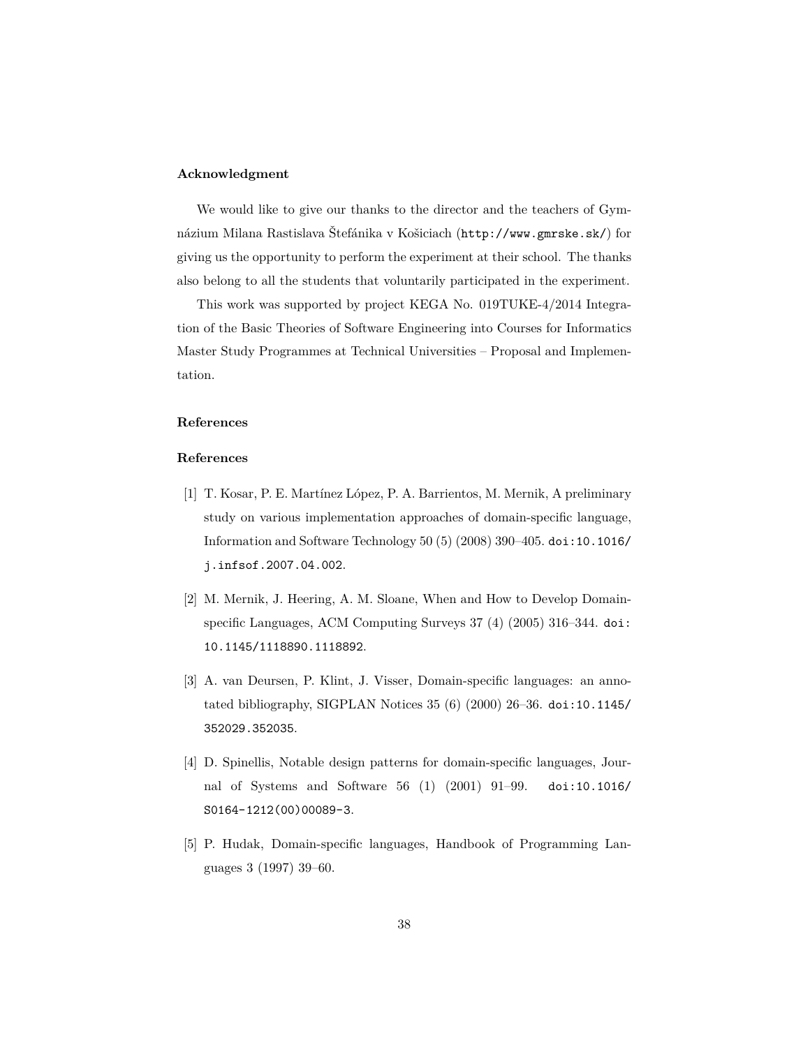### Acknowledgment

We would like to give our thanks to the director and the teachers of Gymnázium Milana Rastislava Štefánika v Košiciach (`http://www.gmrske.sk/`) for giving us the opportunity to perform the experiment at their school. The thanks also belong to all the students that voluntarily participated in the experiment.

This work was supported by project KEGA No. 019TUKE-4/2014 Integration of the Basic Theories of Software Engineering into Courses for Informatics Master Study Programmes at Technical Universities – Proposal and Implementation.

### References

### References

[1] T. Kosar, P. E. Martínez López, P. A. Barrientos, M. Mernik, A preliminary study on various implementation approaches of domain-specific language, Information and Software Technology 50 (5) (2008) 390–405. doi:10.1016/j.infsof.2007.04.002.

[2] M. Mernik, J. Heering, A. M. Sloane, When and How to Develop Domain-specific Languages, ACM Computing Surveys 37 (4) (2005) 316–344. doi:10.1145/1118890.1118892.

[3] A. van Deursen, P. Klint, J. Visser, Domain-specific languages: an annotated bibliography, SIGPLAN Notices 35 (6) (2000) 26–36. doi:10.1145/352029.352035.

[4] D. Spinellis, Notable design patterns for domain-specific languages, Journal of Systems and Software 56 (1) (2001) 91–99. doi:10.1016/S0164-1212(00)00089-3.

[5] P. Hudak, Domain-specific languages, Handbook of Programming Languages 3 (1997) 39–60.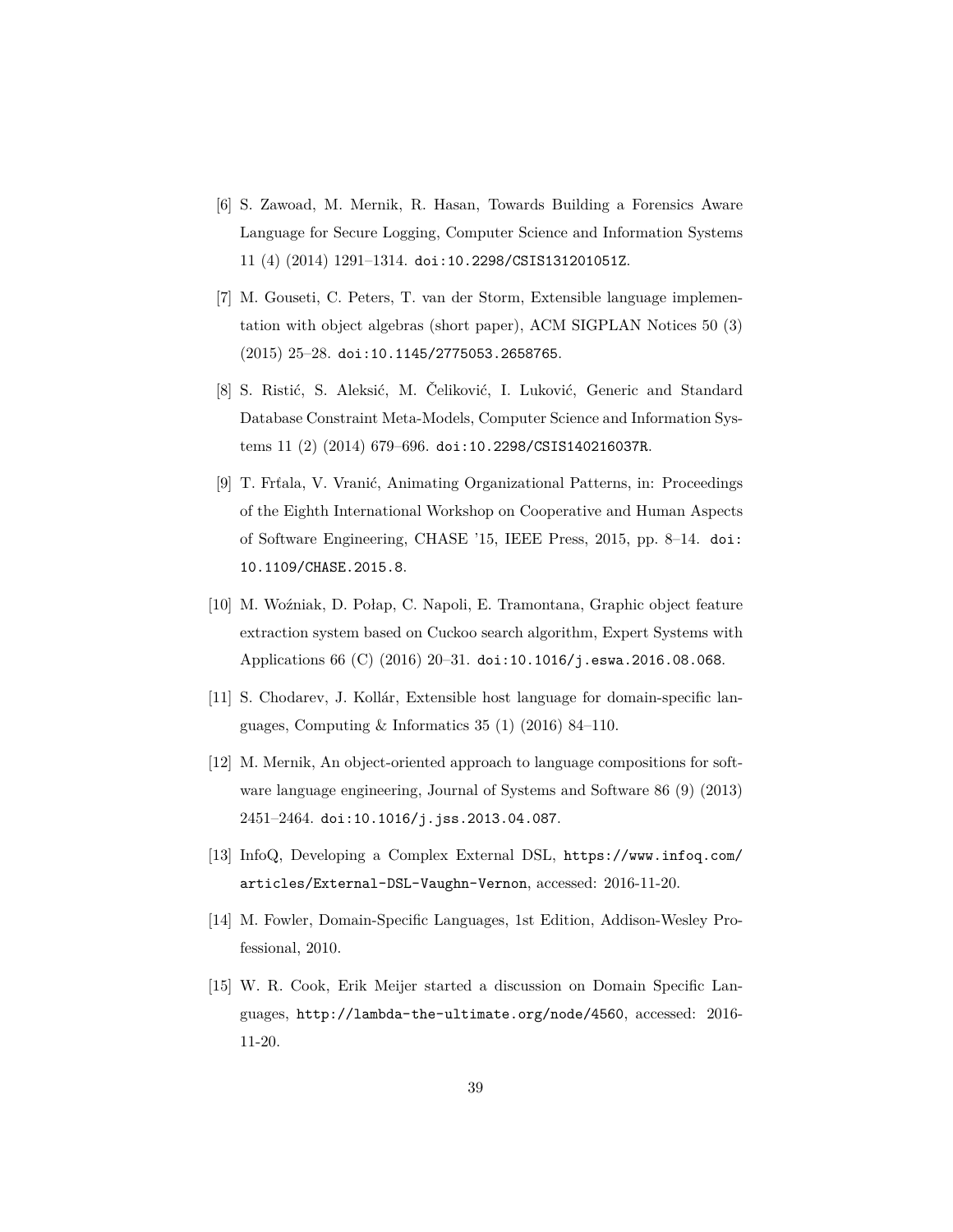[6] S. Zawoad, M. Mernik, R. Hasan, Towards Building a Forensics Aware Language for Secure Logging, Computer Science and Information Systems 11 (4) (2014) 1291–1314. doi:10.2298/CSIS131201051Z.

[7] M. Gouseti, C. Peters, T. van der Storm, Extensible language implementation with object algebras (short paper), ACM SIGPLAN Notices 50 (3) (2015) 25–28. doi:10.1145/2775053.2658765.

[8] S. Ristić, S. Aleksić, M. Čeliković, I. Luković, Generic and Standard Database Constraint Meta-Models, Computer Science and Information Systems 11 (2) (2014) 679–696. doi:10.2298/CSIS140216037R.

[9] T. Frťala, V. Vranić, Animating Organizational Patterns, in: Proceedings of the Eighth International Workshop on Cooperative and Human Aspects of Software Engineering, CHASE '15, IEEE Press, 2015, pp. 8–14. doi:10.1109/CHASE.2015.8.

[10] M. Woźniak, D. Połap, C. Napoli, E. Tramontana, Graphic object feature extraction system based on Cuckoo search algorithm, Expert Systems with Applications 66 (C) (2016) 20–31. doi:10.1016/j.eswa.2016.08.068.

[11] S. Chodarev, J. Kollár, Extensible host language for domain-specific languages, Computing & Informatics 35 (1) (2016) 84–110.

[12] M. Mernik, An object-oriented approach to language compositions for software language engineering, Journal of Systems and Software 86 (9) (2013) 2451–2464. doi:10.1016/j.jss.2013.04.087.

[13] InfoQ, Developing a Complex External DSL, https://www.infoq.com/articles/External-DSL-Vaughn-Vernon, accessed: 2016-11-20.

[14] M. Fowler, Domain-Specific Languages, 1st Edition, Addison-Wesley Professional, 2010.

[15] W. R. Cook, Erik Meijer started a discussion on Domain Specific Languages, http://lambda-the-ultimate.org/node/4560, accessed: 2016-11-20.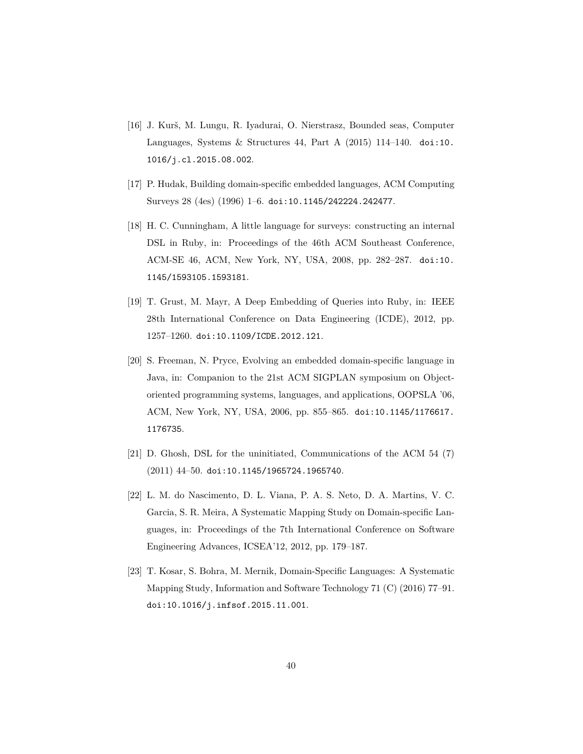[16] J. Kurš, M. Lungu, R. Iyadurai, O. Nierstrasz, Bounded seas, Computer Languages, Systems & Structures 44, Part A (2015) 114–140. doi:10.1016/j.cl.2015.08.002.

[17] P. Hudak, Building domain-specific embedded languages, ACM Computing Surveys 28 (4es) (1996) 1–6. doi:10.1145/242224.242477.

[18] H. C. Cunningham, A little language for surveys: constructing an internal DSL in Ruby, in: Proceedings of the 46th ACM Southeast Conference, ACM-SE 46, ACM, New York, NY, USA, 2008, pp. 282–287. doi:10.1145/1593105.1593181.

[19] T. Grust, M. Mayr, A Deep Embedding of Queries into Ruby, in: IEEE 28th International Conference on Data Engineering (ICDE), 2012, pp. 1257–1260. doi:10.1109/ICDE.2012.121.

[20] S. Freeman, N. Pryce, Evolving an embedded domain-specific language in Java, in: Companion to the 21st ACM SIGPLAN symposium on Object-oriented programming systems, languages, and applications, OOPSLA '06, ACM, New York, NY, USA, 2006, pp. 855–865. doi:10.1145/1176617.1176735.

[21] D. Ghosh, DSL for the uninitiated, Communications of the ACM 54 (7) (2011) 44–50. doi:10.1145/1965724.1965740.

[22] L. M. do Nascimento, D. L. Viana, P. A. S. Neto, D. A. Martins, V. C. Garcia, S. R. Meira, A Systematic Mapping Study on Domain-specific Languages, in: Proceedings of the 7th International Conference on Software Engineering Advances, ICSEA'12, 2012, pp. 179–187.

[23] T. Kosar, S. Bohra, M. Mernik, Domain-Specific Languages: A Systematic Mapping Study, Information and Software Technology 71 (C) (2016) 77–91. doi:10.1016/j.infsof.2015.11.001.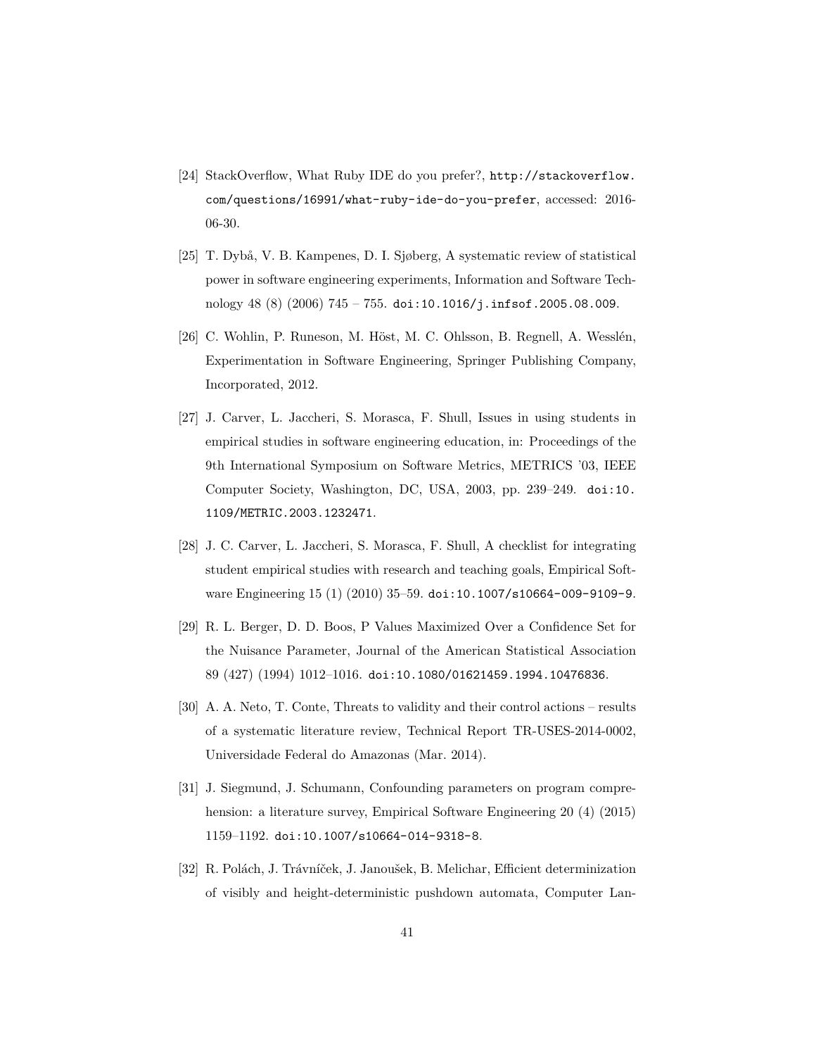[24] StackOverflow, What Ruby IDE do you prefer?, `http://stackoverflow.com/questions/16991/what-ruby-ide-do-you-prefer`, accessed: 2016-06-30.

[25] T. Dybå, V. B. Kampenes, D. I. Sjøberg, A systematic review of statistical power in software engineering experiments, Information and Software Technology 48 (8) (2006) 745 – 755. `doi:10.1016/j.infsof.2005.08.009`.

[26] C. Wohlin, P. Runeson, M. Höst, M. C. Ohlsson, B. Regnell, A. Wesslén, Experimentation in Software Engineering, Springer Publishing Company, Incorporated, 2012.

[27] J. Carver, L. Jaccheri, S. Morasca, F. Shull, Issues in using students in empirical studies in software engineering education, in: Proceedings of the 9th International Symposium on Software Metrics, METRICS '03, IEEE Computer Society, Washington, DC, USA, 2003, pp. 239–249. `doi:10.1109/METRIC.2003.1232471`.

[28] J. C. Carver, L. Jaccheri, S. Morasca, F. Shull, A checklist for integrating student empirical studies with research and teaching goals, Empirical Software Engineering 15 (1) (2010) 35–59. `doi:10.1007/s10664-009-9109-9`.

[29] R. L. Berger, D. D. Boos, P Values Maximized Over a Confidence Set for the Nuisance Parameter, Journal of the American Statistical Association 89 (427) (1994) 1012–1016. `doi:10.1080/01621459.1994.10476836`.

[30] A. A. Neto, T. Conte, Threats to validity and their control actions – results of a systematic literature review, Technical Report TR-USES-2014-0002, Universidade Federal do Amazonas (Mar. 2014).

[31] J. Siegmund, J. Schumann, Confounding parameters on program comprehension: a literature survey, Empirical Software Engineering 20 (4) (2015) 1159–1192. `doi:10.1007/s10664-014-9318-8`.

[32] R. Polách, J. Trávníček, J. Janoušek, B. Melichar, Efficient determinization of visibly and height-deterministic pushdown automata, Computer Lan-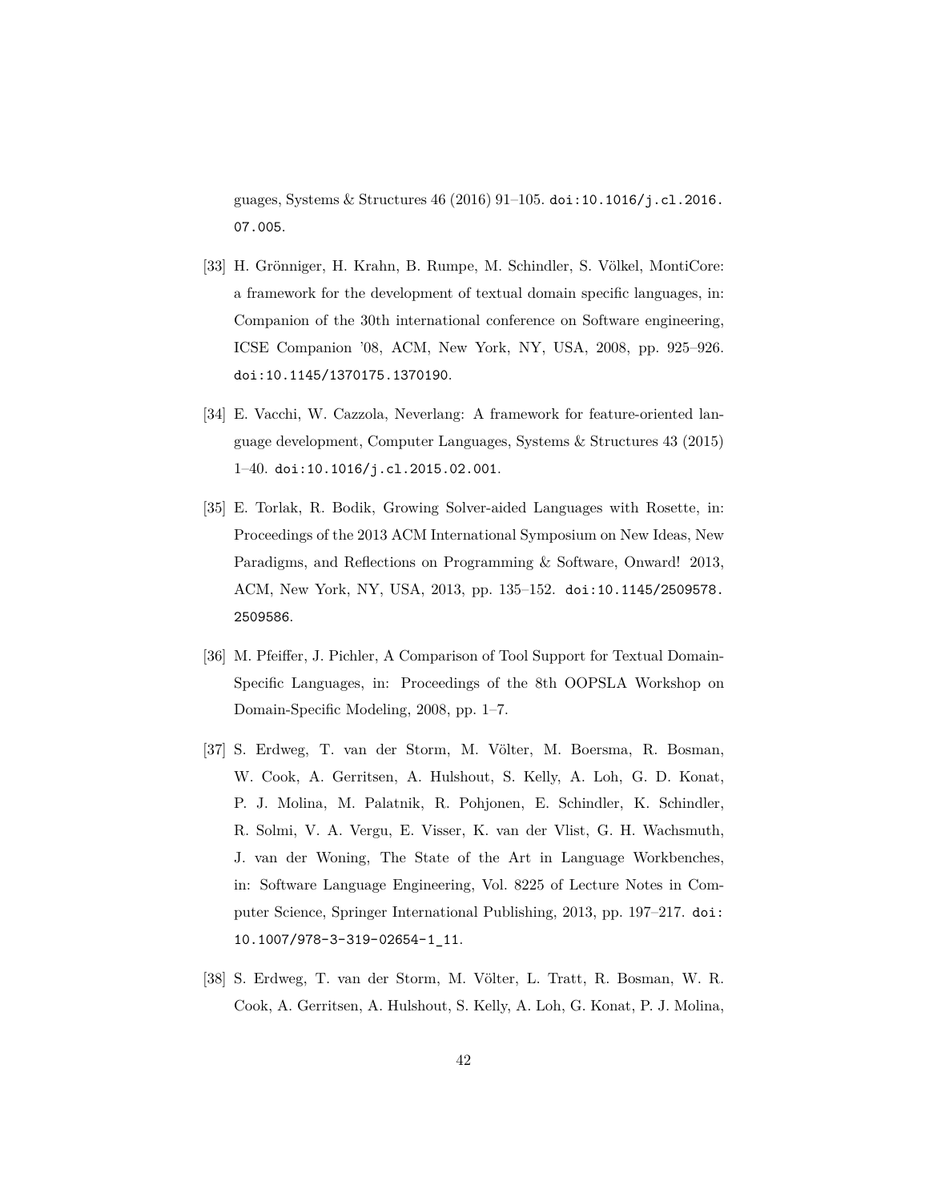guages, Systems & Structures 46 (2016) 91–105. doi:10.1016/j.cl.2016.07.005.

[33] H. Grönniger, H. Krahn, B. Rumpe, M. Schindler, S. Völkel, MontiCore: a framework for the development of textual domain specific languages, in: Companion of the 30th international conference on Software engineering, ICSE Companion '08, ACM, New York, NY, USA, 2008, pp. 925–926. doi:10.1145/1370175.1370190.

[34] E. Vacchi, W. Cazzola, Neverlang: A framework for feature-oriented language development, Computer Languages, Systems & Structures 43 (2015) 1–40. doi:10.1016/j.cl.2015.02.001.

[35] E. Torlak, R. Bodik, Growing Solver-aided Languages with Rosette, in: Proceedings of the 2013 ACM International Symposium on New Ideas, New Paradigms, and Reflections on Programming & Software, Onward! 2013, ACM, New York, NY, USA, 2013, pp. 135–152. doi:10.1145/2509578.2509586.

[36] M. Pfeiffer, J. Pichler, A Comparison of Tool Support for Textual Domain-Specific Languages, in: Proceedings of the 8th OOPSLA Workshop on Domain-Specific Modeling, 2008, pp. 1–7.

[37] S. Erdweg, T. van der Storm, M. Völter, M. Boersma, R. Bosman, W. Cook, A. Gerritsen, A. Hulshout, S. Kelly, A. Loh, G. D. Konat, P. J. Molina, M. Palatnik, R. Pohjonen, E. Schindler, K. Schindler, R. Solmi, V. A. Vergu, E. Visser, K. van der Vlist, G. H. Wachsmuth, J. van der Woning, The State of the Art in Language Workbenches, in: Software Language Engineering, Vol. 8225 of Lecture Notes in Computer Science, Springer International Publishing, 2013, pp. 197–217. doi:10.1007/978-3-319-02654-1_11.

[38] S. Erdweg, T. van der Storm, M. Völter, L. Tratt, R. Bosman, W. R. Cook, A. Gerritsen, A. Hulshout, S. Kelly, A. Loh, G. Konat, P. J. Molina,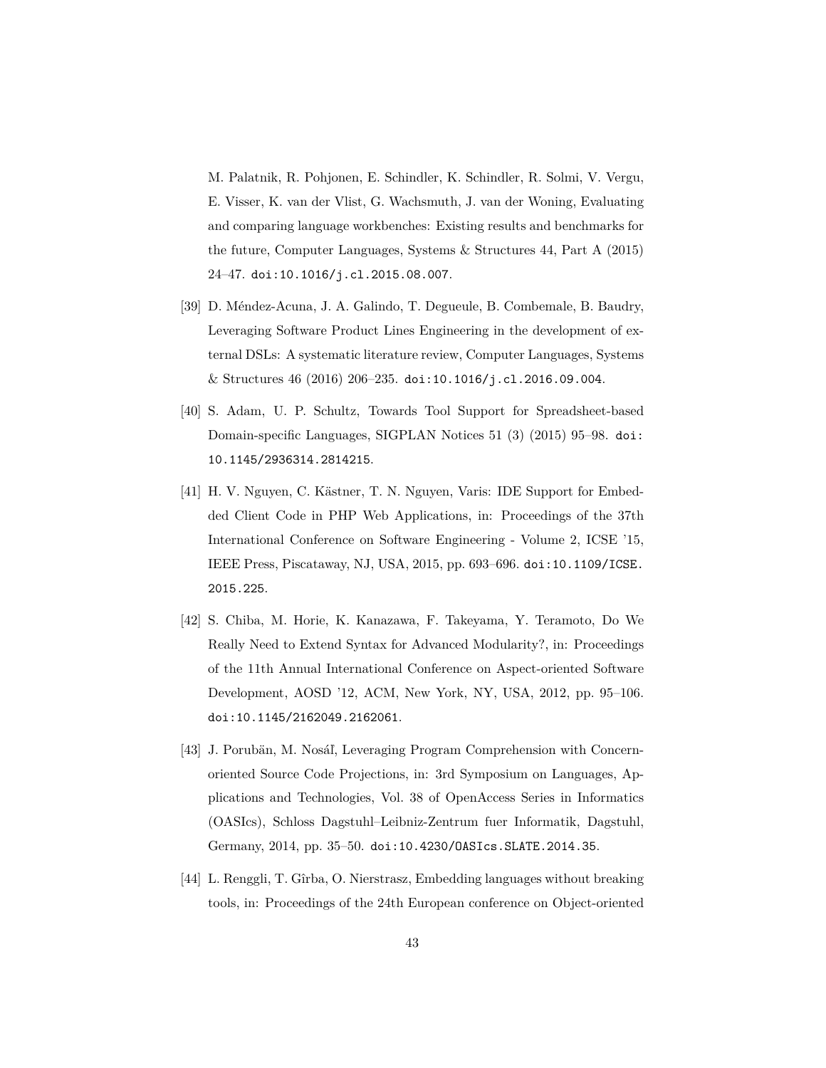M. Palatnik, R. Pohjonen, E. Schindler, K. Schindler, R. Solmi, V. Vergu, E. Visser, K. van der Vlist, G. Wachsmuth, J. van der Woning, Evaluating and comparing language workbenches: Existing results and benchmarks for the future, Computer Languages, Systems & Structures 44, Part A (2015) 24–47. `doi:10.1016/j.cl.2015.08.007`.

[39] D. Méndez-Acuna, J. A. Galindo, T. Degueule, B. Combemale, B. Baudry, Leveraging Software Product Lines Engineering in the development of external DSLs: A systematic literature review, Computer Languages, Systems & Structures 46 (2016) 206–235. `doi:10.1016/j.cl.2016.09.004`.

[40] S. Adam, U. P. Schultz, Towards Tool Support for Spreadsheet-based Domain-specific Languages, SIGPLAN Notices 51 (3) (2015) 95–98. `doi:10.1145/2936314.2814215`.

[41] H. V. Nguyen, C. Kästner, T. N. Nguyen, Varis: IDE Support for Embedded Client Code in PHP Web Applications, in: Proceedings of the 37th International Conference on Software Engineering - Volume 2, ICSE '15, IEEE Press, Piscataway, NJ, USA, 2015, pp. 693–696. `doi:10.1109/ICSE.2015.225`.

[42] S. Chiba, M. Horie, K. Kanazawa, F. Takeyama, Y. Teramoto, Do We Really Need to Extend Syntax for Advanced Modularity?, in: Proceedings of the 11th Annual International Conference on Aspect-oriented Software Development, AOSD '12, ACM, New York, NY, USA, 2012, pp. 95–106. `doi:10.1145/2162049.2162061`.

[43] J. Porubän, M. Nosáľ, Leveraging Program Comprehension with Concern-oriented Source Code Projections, in: 3rd Symposium on Languages, Applications and Technologies, Vol. 38 of OpenAccess Series in Informatics (OASIcs), Schloss Dagstuhl–Leibniz-Zentrum fuer Informatik, Dagstuhl, Germany, 2014, pp. 35–50. `doi:10.4230/OASIcs.SLATE.2014.35`.

[44] L. Renggli, T. Gîrba, O. Nierstrasz, Embedding languages without breaking tools, in: Proceedings of the 24th European conference on Object-oriented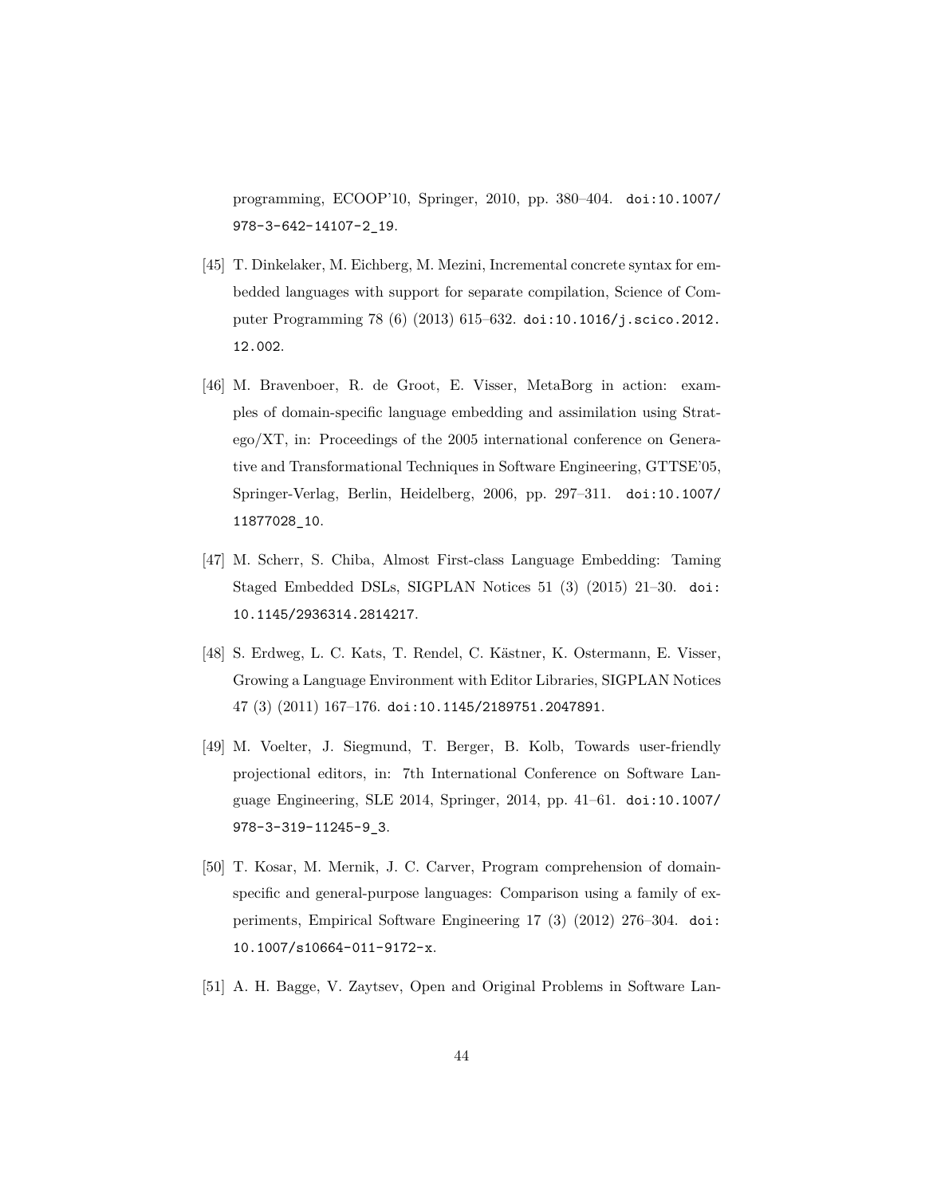programming, ECOOP'10, Springer, 2010, pp. 380–404. doi:10.1007/978-3-642-14107-2_19.

[45] T. Dinkelaker, M. Eichberg, M. Mezini, Incremental concrete syntax for embedded languages with support for separate compilation, Science of Computer Programming 78 (6) (2013) 615–632. doi:10.1016/j.scico.2012.12.002.

[46] M. Bravenboer, R. de Groot, E. Visser, MetaBorg in action: examples of domain-specific language embedding and assimilation using Stratego/XT, in: Proceedings of the 2005 international conference on Generative and Transformational Techniques in Software Engineering, GTTSE'05, Springer-Verlag, Berlin, Heidelberg, 2006, pp. 297–311. doi:10.1007/11877028_10.

[47] M. Scherr, S. Chiba, Almost First-class Language Embedding: Taming Staged Embedded DSLs, SIGPLAN Notices 51 (3) (2015) 21–30. doi:10.1145/2936314.2814217.

[48] S. Erdweg, L. C. Kats, T. Rendel, C. Kästner, K. Ostermann, E. Visser, Growing a Language Environment with Editor Libraries, SIGPLAN Notices 47 (3) (2011) 167–176. doi:10.1145/2189751.2047891.

[49] M. Voelter, J. Siegmund, T. Berger, B. Kolb, Towards user-friendly projectional editors, in: 7th International Conference on Software Language Engineering, SLE 2014, Springer, 2014, pp. 41–61. doi:10.1007/978-3-319-11245-9_3.

[50] T. Kosar, M. Mernik, J. C. Carver, Program comprehension of domain-specific and general-purpose languages: Comparison using a family of experiments, Empirical Software Engineering 17 (3) (2012) 276–304. doi:10.1007/s10664-011-9172-x.

[51] A. H. Bagge, V. Zaytsev, Open and Original Problems in Software Lan-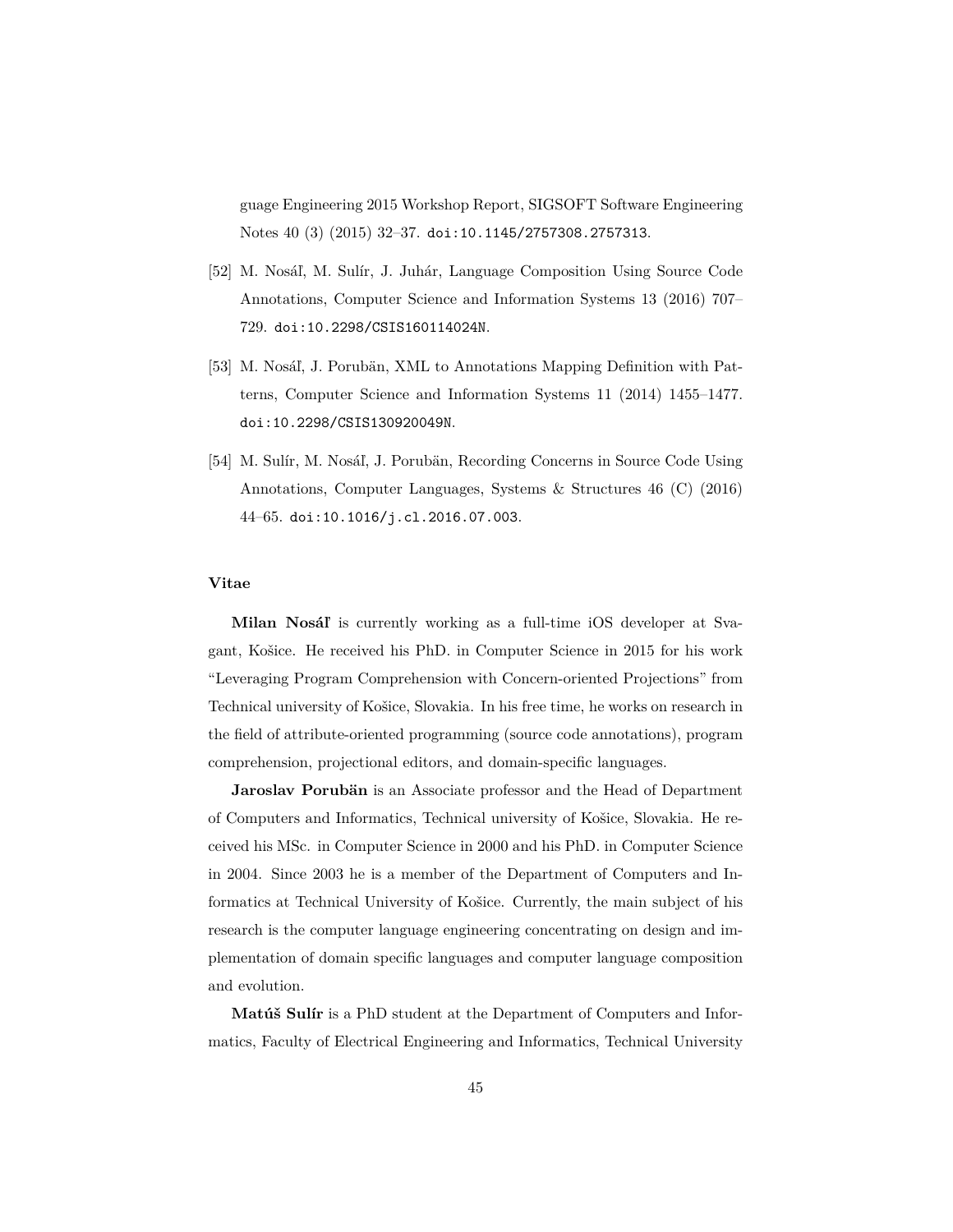guage Engineering 2015 Workshop Report, SIGSOFT Software Engineering Notes 40 (3) (2015) 32–37. doi:10.1145/2757308.2757313.

[52] M. Nosáľ, M. Sulír, J. Juhár, Language Composition Using Source Code Annotations, Computer Science and Information Systems 13 (2016) 707–729. doi:10.2298/CSIS160114024N.

[53] M. Nosáľ, J. Porubän, XML to Annotations Mapping Definition with Patterns, Computer Science and Information Systems 11 (2014) 1455–1477. doi:10.2298/CSIS130920049N.

[54] M. Sulír, M. Nosáľ, J. Porubän, Recording Concerns in Source Code Using Annotations, Computer Languages, Systems & Structures 46 (C) (2016) 44–65. doi:10.1016/j.cl.2016.07.003.

## Vitae

**Milan Nosáľ** is currently working as a full-time iOS developer at Svagant, Košice. He received his PhD. in Computer Science in 2015 for his work "Leveraging Program Comprehension with Concern-oriented Projections" from Technical university of Košice, Slovakia. In his free time, he works on research in the field of attribute-oriented programming (source code annotations), program comprehension, projectional editors, and domain-specific languages.

**Jaroslav Porubän** is an Associate professor and the Head of Department of Computers and Informatics, Technical university of Košice, Slovakia. He received his MSc. in Computer Science in 2000 and his PhD. in Computer Science in 2004. Since 2003 he is a member of the Department of Computers and Informatics at Technical University of Košice. Currently, the main subject of his research is the computer language engineering concentrating on design and implementation of domain specific languages and computer language composition and evolution.

**Matúš Sulír** is a PhD student at the Department of Computers and Informatics, Faculty of Electrical Engineering and Informatics, Technical University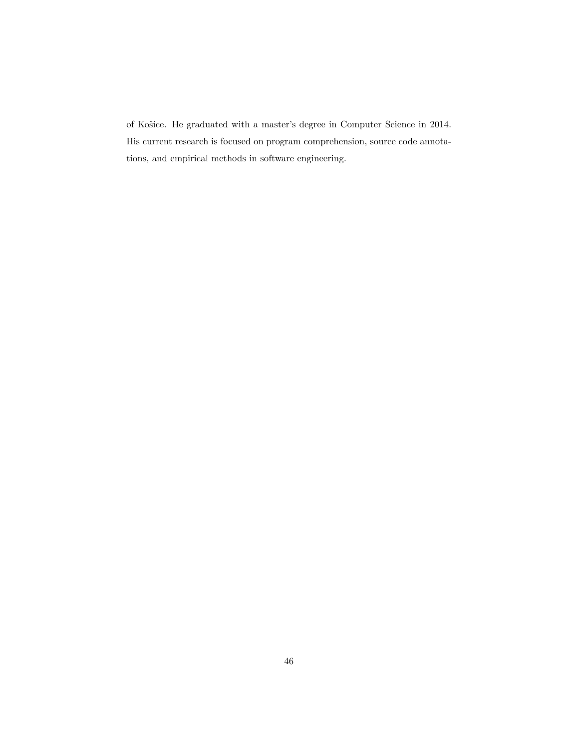of Košice. He graduated with a master's degree in Computer Science in 2014. His current research is focused on program comprehension, source code annotations, and empirical methods in software engineering.